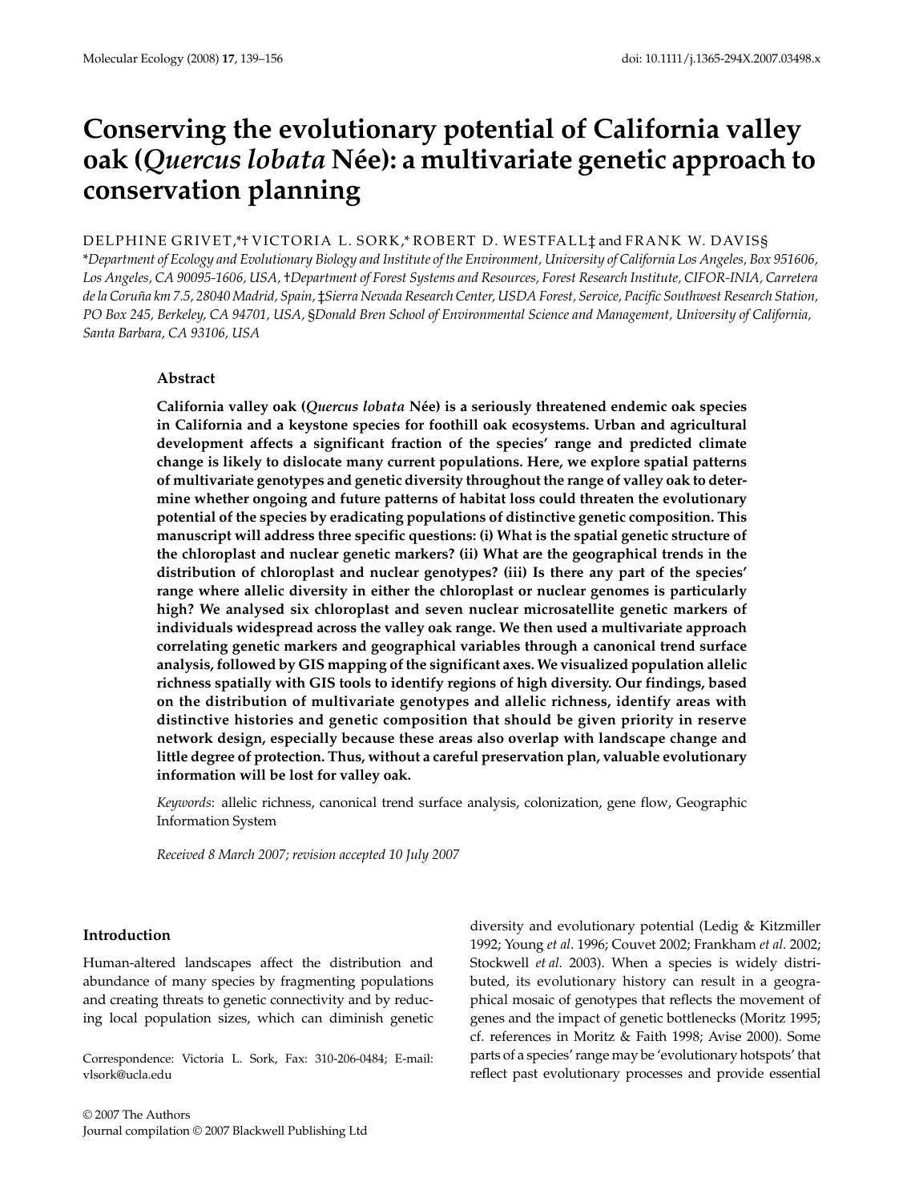# Conserving the evolutionary potential of California valley oak (*Quercus lobata* Née): a multivariate genetic approach to conservation planning

DELPHINE GRIVET,*† VICTORIA L. SORK,* ROBERT D. WESTFALL‡ and FRANK W. DAVIS§

*Department of Ecology and Evolutionary Biology and Institute of the Environment, University of California Los Angeles, Box 951606, Los Angeles, CA 90095-1606, USA, †Department of Forest Systems and Resources, Forest Research Institute, CIFOR-INIA, Carretera de la Coruña km 7.5, 28040 Madrid, Spain, ‡Sierra Nevada Research Center, USDA Forest, Service, Pacific Southwest Research Station, PO Box 245, Berkeley, CA 94701, USA, §Donald Bren School of Environmental Science and Management, University of California, Santa Barbara, CA 93106, USA

## Abstract

**California valley oak (*Quercus lobata* Née) is a seriously threatened endemic oak species in California and a keystone species for foothill oak ecosystems. Urban and agricultural development affects a significant fraction of the species' range and predicted climate change is likely to dislocate many current populations. Here, we explore spatial patterns of multivariate genotypes and genetic diversity throughout the range of valley oak to determine whether ongoing and future patterns of habitat loss could threaten the evolutionary potential of the species by eradicating populations of distinctive genetic composition. This manuscript will address three specific questions: (i) What is the spatial genetic structure of the chloroplast and nuclear genetic markers? (ii) What are the geographical trends in the distribution of chloroplast and nuclear genotypes? (iii) Is there any part of the species' range where allelic diversity in either the chloroplast or nuclear genomes is particularly high? We analysed six chloroplast and seven nuclear microsatellite genetic markers of individuals widespread across the valley oak range. We then used a multivariate approach correlating genetic markers and geographical variables through a canonical trend surface analysis, followed by GIS mapping of the significant axes. We visualized population allelic richness spatially with GIS tools to identify regions of high diversity. Our findings, based on the distribution of multivariate genotypes and allelic richness, identify areas with distinctive histories and genetic composition that should be given priority in reserve network design, especially because these areas also overlap with landscape change and little degree of protection. Thus, without a careful preservation plan, valuable evolutionary information will be lost for valley oak.**

*Keywords*: allelic richness, canonical trend surface analysis, colonization, gene flow, Geographic Information System

*Received 8 March 2007; revision accepted 10 July 2007*

## Introduction

Human-altered landscapes affect the distribution and abundance of many species by fragmenting populations and creating threats to genetic connectivity and by reducing local population sizes, which can diminish genetic diversity and evolutionary potential (Ledig & Kitzmiller 1992; Young *et al.* 1996; Couvet 2002; Frankham *et al.* 2002; Stockwell *et al.* 2003). When a species is widely distributed, its evolutionary history can result in a geographical mosaic of genotypes that reflects the movement of genes and the impact of genetic bottlenecks (Moritz 1995; cf. references in Moritz & Faith 1998; Avise 2000). Some parts of a species' range may be 'evolutionary hotspots' that reflect past evolutionary processes and provide essential

Correspondence: Victoria L. Sork, Fax: 310-206-0484; E-mail: vlsork@ucla.edu

© 2007 The Authors
Journal compilation © 2007 Blackwell Publishing Ltd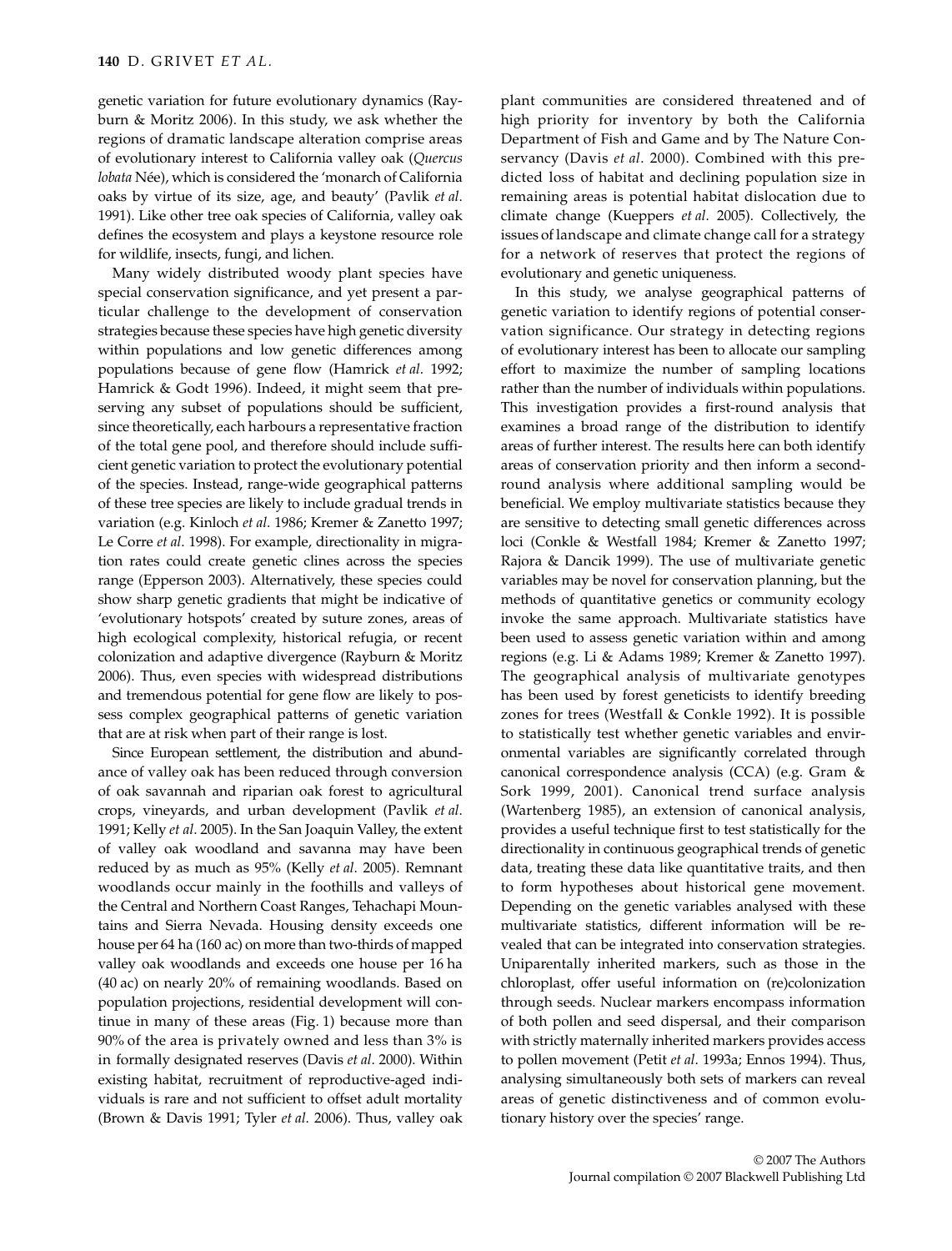genetic variation for future evolutionary dynamics (Rayburn & Moritz 2006). In this study, we ask whether the regions of dramatic landscape alteration comprise areas of evolutionary interest to California valley oak (*Quercus lobata* Née), which is considered the 'monarch of California oaks by virtue of its size, age, and beauty' (Pavlik *et al*. 1991). Like other tree oak species of California, valley oak defines the ecosystem and plays a keystone resource role for wildlife, insects, fungi, and lichen.

Many widely distributed woody plant species have special conservation significance, and yet present a particular challenge to the development of conservation strategies because these species have high genetic diversity within populations and low genetic differences among populations because of gene flow (Hamrick *et al*. 1992; Hamrick & Godt 1996). Indeed, it might seem that preserving any subset of populations should be sufficient, since theoretically, each harbours a representative fraction of the total gene pool, and therefore should include sufficient genetic variation to protect the evolutionary potential of the species. Instead, range-wide geographical patterns of these tree species are likely to include gradual trends in variation (e.g. Kinloch *et al*. 1986; Kremer & Zanetto 1997; Le Corre *et al*. 1998). For example, directionality in migration rates could create genetic clines across the species range (Epperson 2003). Alternatively, these species could show sharp genetic gradients that might be indicative of 'evolutionary hotspots' created by suture zones, areas of high ecological complexity, historical refugia, or recent colonization and adaptive divergence (Rayburn & Moritz 2006). Thus, even species with widespread distributions and tremendous potential for gene flow are likely to possess complex geographical patterns of genetic variation that are at risk when part of their range is lost.

Since European settlement, the distribution and abundance of valley oak has been reduced through conversion of oak savannah and riparian oak forest to agricultural crops, vineyards, and urban development (Pavlik *et al*. 1991; Kelly *et al*. 2005). In the San Joaquin Valley, the extent of valley oak woodland and savanna may have been reduced by as much as 95% (Kelly *et al*. 2005). Remnant woodlands occur mainly in the foothills and valleys of the Central and Northern Coast Ranges, Tehachapi Mountains and Sierra Nevada. Housing density exceeds one house per 64 ha (160 ac) on more than two-thirds of mapped valley oak woodlands and exceeds one house per 16 ha (40 ac) on nearly 20% of remaining woodlands. Based on population projections, residential development will continue in many of these areas (Fig. 1) because more than 90% of the area is privately owned and less than 3% is in formally designated reserves (Davis *et al*. 2000). Within existing habitat, recruitment of reproductive-aged individuals is rare and not sufficient to offset adult mortality (Brown & Davis 1991; Tyler *et al*. 2006). Thus, valley oak plant communities are considered threatened and of high priority for inventory by both the California Department of Fish and Game and by The Nature Conservancy (Davis *et al*. 2000). Combined with this predicted loss of habitat and declining population size in remaining areas is potential habitat dislocation due to climate change (Kueppers *et al*. 2005). Collectively, the issues of landscape and climate change call for a strategy for a network of reserves that protect the regions of evolutionary and genetic uniqueness.

In this study, we analyse geographical patterns of genetic variation to identify regions of potential conservation significance. Our strategy in detecting regions of evolutionary interest has been to allocate our sampling effort to maximize the number of sampling locations rather than the number of individuals within populations. This investigation provides a first-round analysis that examines a broad range of the distribution to identify areas of further interest. The results here can both identify areas of conservation priority and then inform a second-round analysis where additional sampling would be beneficial. We employ multivariate statistics because they are sensitive to detecting small genetic differences across loci (Conkle & Westfall 1984; Kremer & Zanetto 1997; Rajora & Dancik 1999). The use of multivariate genetic variables may be novel for conservation planning, but the methods of quantitative genetics or community ecology invoke the same approach. Multivariate statistics have been used to assess genetic variation within and among regions (e.g. Li & Adams 1989; Kremer & Zanetto 1997). The geographical analysis of multivariate genotypes has been used by forest geneticists to identify breeding zones for trees (Westfall & Conkle 1992). It is possible to statistically test whether genetic variables and environmental variables are significantly correlated through canonical correspondence analysis (CCA) (e.g. Gram & Sork 1999, 2001). Canonical trend surface analysis (Wartenberg 1985), an extension of canonical analysis, provides a useful technique first to test statistically for the directionality in continuous geographical trends of genetic data, treating these data like quantitative traits, and then to form hypotheses about historical gene movement. Depending on the genetic variables analysed with these multivariate statistics, different information will be revealed that can be integrated into conservation strategies. Uniparentally inherited markers, such as those in the chloroplast, offer useful information on (re)colonization through seeds. Nuclear markers encompass information of both pollen and seed dispersal, and their comparison with strictly maternally inherited markers provides access to pollen movement (Petit *et al*. 1993a; Ennos 1994). Thus, analysing simultaneously both sets of markers can reveal areas of genetic distinctiveness and of common evolutionary history over the species' range.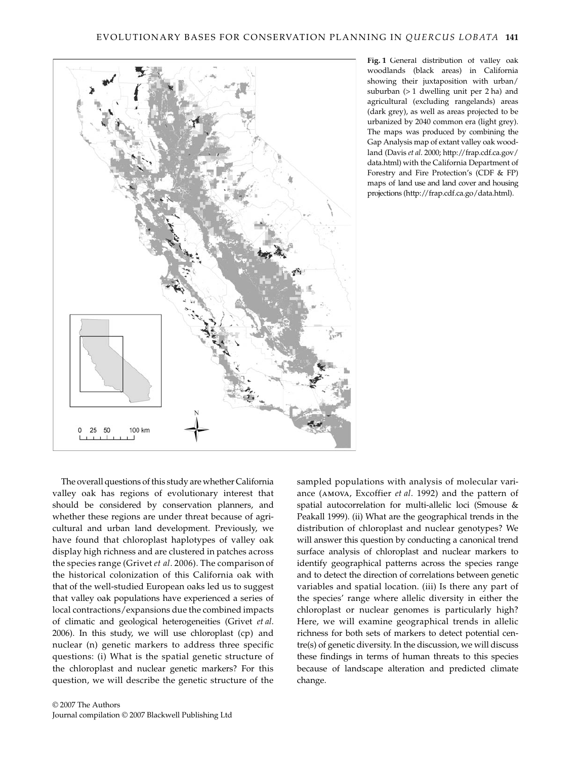**Fig. 1** General distribution of valley oak woodlands (black areas) in California showing their juxtaposition with urban/suburban (> 1 dwelling unit per 2 ha) and agricultural (excluding rangelands) areas (dark grey), as well as areas projected to be urbanized by 2040 common era (light grey). The maps was produced by combining the Gap Analysis map of extant valley oak woodland (Davis *et al*. 2000; http://frap.cdf.ca.gov/data.html) with the California Department of Forestry and Fire Protection's (CDF & FP) maps of land use and land cover and housing projections (http://frap.cdf.ca.go/data.html).

The overall questions of this study are whether California valley oak has regions of evolutionary interest that should be considered by conservation planners, and whether these regions are under threat because of agricultural and urban land development. Previously, we have found that chloroplast haplotypes of valley oak display high richness and are clustered in patches across the species range (Grivet *et al*. 2006). The comparison of the historical colonization of this California oak with that of the well-studied European oaks led us to suggest that valley oak populations have experienced a series of local contractions/expansions due the combined impacts of climatic and geological heterogeneities (Grivet *et al*. 2006). In this study, we will use chloroplast (cp) and nuclear (n) genetic markers to address three specific questions: (i) What is the spatial genetic structure of the chloroplast and nuclear genetic markers? For this question, we will describe the genetic structure of the sampled populations with analysis of molecular variance (AMOVA, Excoffier *et al*. 1992) and the pattern of spatial autocorrelation for multi-allelic loci (Smouse & Peakall 1999). (ii) What are the geographical trends in the distribution of chloroplast and nuclear genotypes? We will answer this question by conducting a canonical trend surface analysis of chloroplast and nuclear markers to identify geographical patterns across the species range and to detect the direction of correlations between genetic variables and spatial location. (iii) Is there any part of the species' range where allelic diversity in either the chloroplast or nuclear genomes is particularly high? Here, we will examine geographical trends in allelic richness for both sets of markers to detect potential centre(s) of genetic diversity. In the discussion, we will discuss these findings in terms of human threats to this species because of landscape alteration and predicted climate change.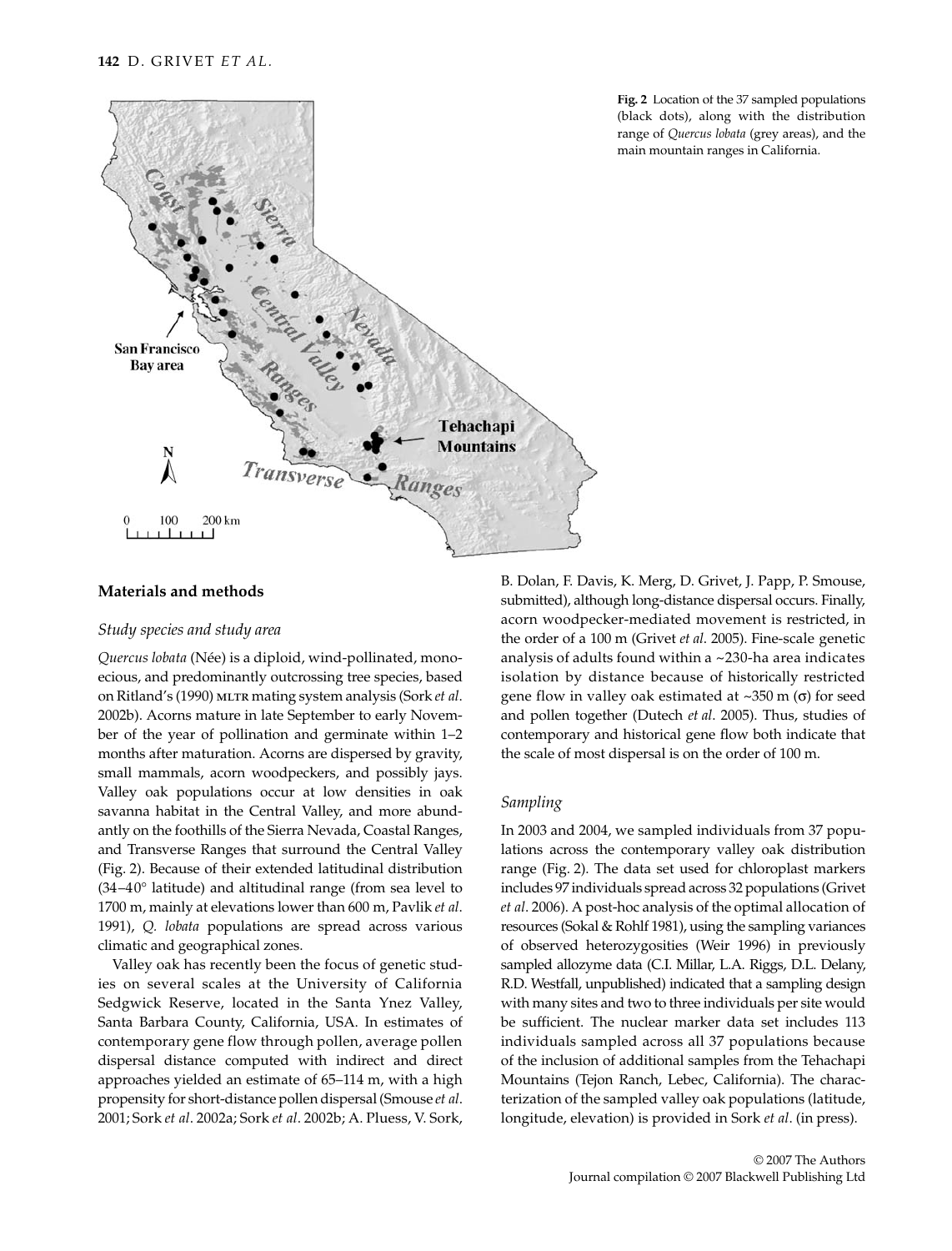**Fig. 2** Location of the 37 sampled populations (black dots), along with the distribution range of *Quercus lobata* (grey areas), and the main mountain ranges in California.

## Materials and methods

### *Study species and study area*

*Quercus lobata* (Née) is a diploid, wind-pollinated, monoecious, and predominantly outcrossing tree species, based on Ritland's (1990) MLTR mating system analysis (Sork *et al*. 2002b). Acorns mature in late September to early November of the year of pollination and germinate within 1–2 months after maturation. Acorns are dispersed by gravity, small mammals, acorn woodpeckers, and possibly jays. Valley oak populations occur at low densities in oak savanna habitat in the Central Valley, and more abundantly on the foothills of the Sierra Nevada, Coastal Ranges, and Transverse Ranges that surround the Central Valley (Fig. 2). Because of their extended latitudinal distribution (34–40° latitude) and altitudinal range (from sea level to 1700 m, mainly at elevations lower than 600 m, Pavlik *et al*. 1991), *Q. lobata* populations are spread across various climatic and geographical zones.

Valley oak has recently been the focus of genetic studies on several scales at the University of California Sedgwick Reserve, located in the Santa Ynez Valley, Santa Barbara County, California, USA. In estimates of contemporary gene flow through pollen, average pollen dispersal distance computed with indirect and direct approaches yielded an estimate of 65–114 m, with a high propensity for short-distance pollen dispersal (Smouse *et al*. 2001; Sork *et al*. 2002a; Sork *et al*. 2002b; A. Pluess, V. Sork, B. Dolan, F. Davis, K. Merg, D. Grivet, J. Papp, P. Smouse, submitted), although long-distance dispersal occurs. Finally, acorn woodpecker-mediated movement is restricted, in the order of a 100 m (Grivet *et al*. 2005). Fine-scale genetic analysis of adults found within a ~230-ha area indicates isolation by distance because of historically restricted gene flow in valley oak estimated at ~350 m ($\sigma$) for seed and pollen together (Dutech *et al*. 2005). Thus, studies of contemporary and historical gene flow both indicate that the scale of most dispersal is on the order of 100 m.

### *Sampling*

In 2003 and 2004, we sampled individuals from 37 populations across the contemporary valley oak distribution range (Fig. 2). The data set used for chloroplast markers includes 97 individuals spread across 32 populations (Grivet *et al*. 2006). A post-hoc analysis of the optimal allocation of resources (Sokal & Rohlf 1981), using the sampling variances of observed heterozygosities (Weir 1996) in previously sampled allozyme data (C.I. Millar, L.A. Riggs, D.L. Delany, R.D. Westfall, unpublished) indicated that a sampling design with many sites and two to three individuals per site would be sufficient. The nuclear marker data set includes 113 individuals sampled across all 37 populations because of the inclusion of additional samples from the Tehachapi Mountains (Tejon Ranch, Lebec, California). The characterization of the sampled valley oak populations (latitude, longitude, elevation) is provided in Sork *et al*. (in press).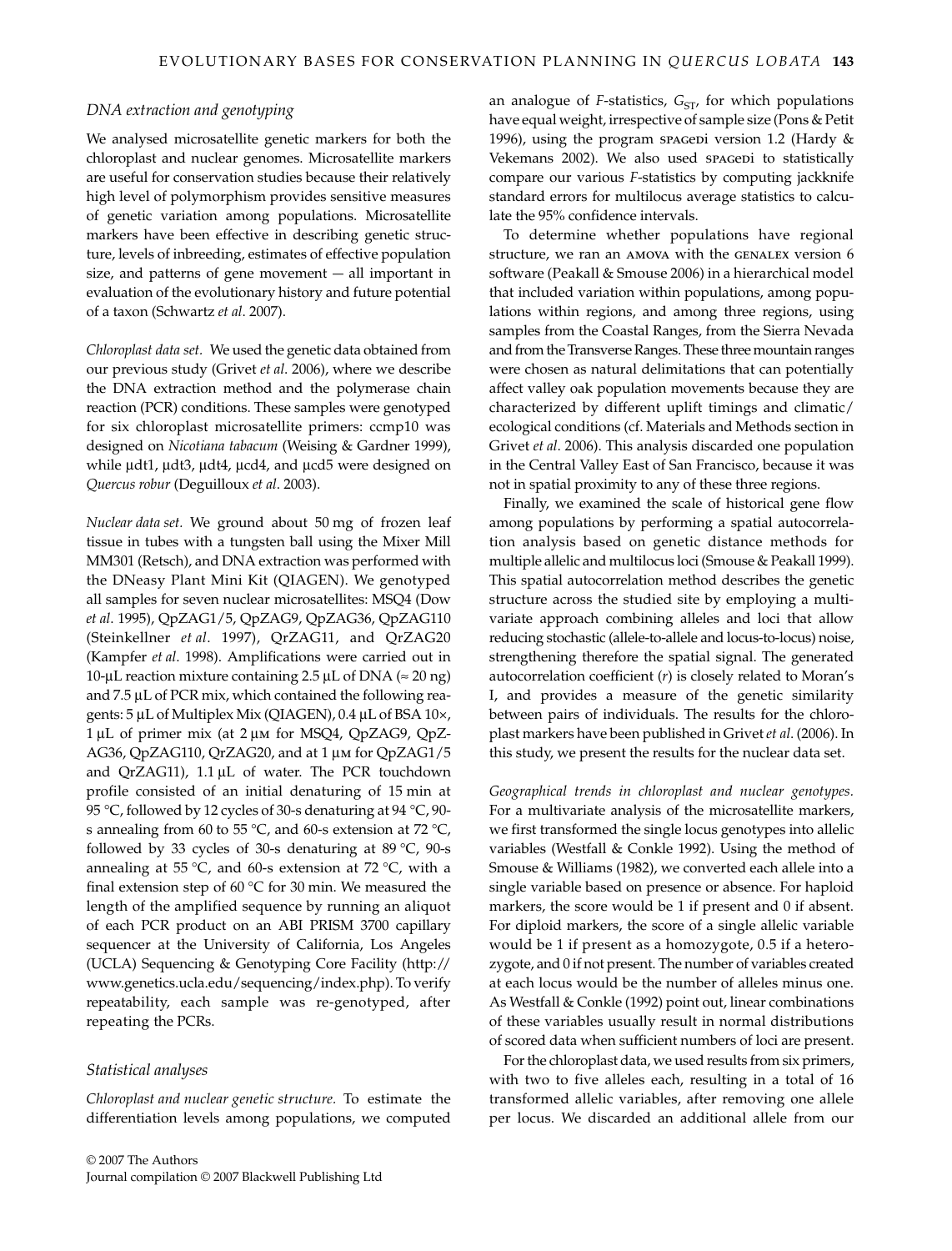### DNA extraction and genotyping

We analysed microsatellite genetic markers for both the chloroplast and nuclear genomes. Microsatellite markers are useful for conservation studies because their relatively high level of polymorphism provides sensitive measures of genetic variation among populations. Microsatellite markers have been effective in describing genetic structure, levels of inbreeding, estimates of effective population size, and patterns of gene movement — all important in evaluation of the evolutionary history and future potential of a taxon (Schwartz *et al*. 2007).

*Chloroplast data set.* We used the genetic data obtained from our previous study (Grivet *et al*. 2006), where we describe the DNA extraction method and the polymerase chain reaction (PCR) conditions. These samples were genotyped for six chloroplast microsatellite primers: ccmp10 was designed on *Nicotiana tabacum* (Weising & Gardner 1999), while μdt1, μdt3, μdt4, μcd4, and μcd5 were designed on *Quercus robur* (Deguilloux *et al*. 2003).

*Nuclear data set.* We ground about 50 mg of frozen leaf tissue in tubes with a tungsten ball using the Mixer Mill MM301 (Retsch), and DNA extraction was performed with the DNeasy Plant Mini Kit (QIAGEN). We genotyped all samples for seven nuclear microsatellites: MSQ4 (Dow *et al*. 1995), QpZAG1/5, QpZAG9, QpZAG36, QpZAG110 (Steinkellner *et al*. 1997), QrZAG11, and QrZAG20 (Kampfer *et al*. 1998). Amplifications were carried out in 10-μL reaction mixture containing 2.5 μL of DNA (≈ 20 ng) and 7.5 μL of PCR mix, which contained the following reagents: 5 μL of Multiplex Mix (QIAGEN), 0.4 μL of BSA 10×, 1 μL of primer mix (at 2 μM for MSQ4, QpZAG9, QpZAG36, QpZAG110, QrZAG20, and at 1 μM for QpZAG1/5 and QrZAG11), 1.1 μL of water. The PCR touchdown profile consisted of an initial denaturing of 15 min at 95 °C, followed by 12 cycles of 30-s denaturing at 94 °C, 90-s annealing from 60 to 55 °C, and 60-s extension at 72 °C, followed by 33 cycles of 30-s denaturing at 89 °C, 90-s annealing at 55 °C, and 60-s extension at 72 °C, with a final extension step of 60 °C for 30 min. We measured the length of the amplified sequence by running an aliquot of each PCR product on an ABI PRISM 3700 capillary sequencer at the University of California, Los Angeles (UCLA) Sequencing & Genotyping Core Facility (http://www.genetics.ucla.edu/sequencing/index.php). To verify repeatability, each sample was re-genotyped, after repeating the PCRs.

### Statistical analyses

*Chloroplast and nuclear genetic structure.* To estimate the differentiation levels among populations, we computed an analogue of *F*-statistics, $G_{ST}$, for which populations have equal weight, irrespective of sample size (Pons & Petit 1996), using the program SPAGeDi version 1.2 (Hardy & Vekemans 2002). We also used SPAGeDi to statistically compare our various *F*-statistics by computing jackknife standard errors for multilocus average statistics to calculate the 95% confidence intervals.

To determine whether populations have regional structure, we ran an AMOVA with the GENALEX version 6 software (Peakall & Smouse 2006) in a hierarchical model that included variation within populations, among populations within regions, and among three regions, using samples from the Coastal Ranges, from the Sierra Nevada and from the Transverse Ranges. These three mountain ranges were chosen as natural delimitations that can potentially affect valley oak population movements because they are characterized by different uplift timings and climatic/ecological conditions (cf. Materials and Methods section in Grivet *et al*. 2006). This analysis discarded one population in the Central Valley East of San Francisco, because it was not in spatial proximity to any of these three regions.

Finally, we examined the scale of historical gene flow among populations by performing a spatial autocorrelation analysis based on genetic distance methods for multiple allelic and multilocus loci (Smouse & Peakall 1999). This spatial autocorrelation method describes the genetic structure across the studied site by employing a multivariate approach combining alleles and loci that allow reducing stochastic (allele-to-allele and locus-to-locus) noise, strengthening therefore the spatial signal. The generated autocorrelation coefficient ($r$) is closely related to Moran's I, and provides a measure of the genetic similarity between pairs of individuals. The results for the chloroplast markers have been published in Grivet *et al*. (2006). In this study, we present the results for the nuclear data set.

*Geographical trends in chloroplast and nuclear genotypes.* For a multivariate analysis of the microsatellite markers, we first transformed the single locus genotypes into allelic variables (Westfall & Conkle 1992). Using the method of Smouse & Williams (1982), we converted each allele into a single variable based on presence or absence. For haploid markers, the score would be 1 if present and 0 if absent. For diploid markers, the score of a single allelic variable would be 1 if present as a homozygote, 0.5 if a heterozygote, and 0 if not present. The number of variables created at each locus would be the number of alleles minus one. As Westfall & Conkle (1992) point out, linear combinations of these variables usually result in normal distributions of scored data when sufficient numbers of loci are present.

For the chloroplast data, we used results from six primers, with two to five alleles each, resulting in a total of 16 transformed allelic variables, after removing one allele per locus. We discarded an additional allele from our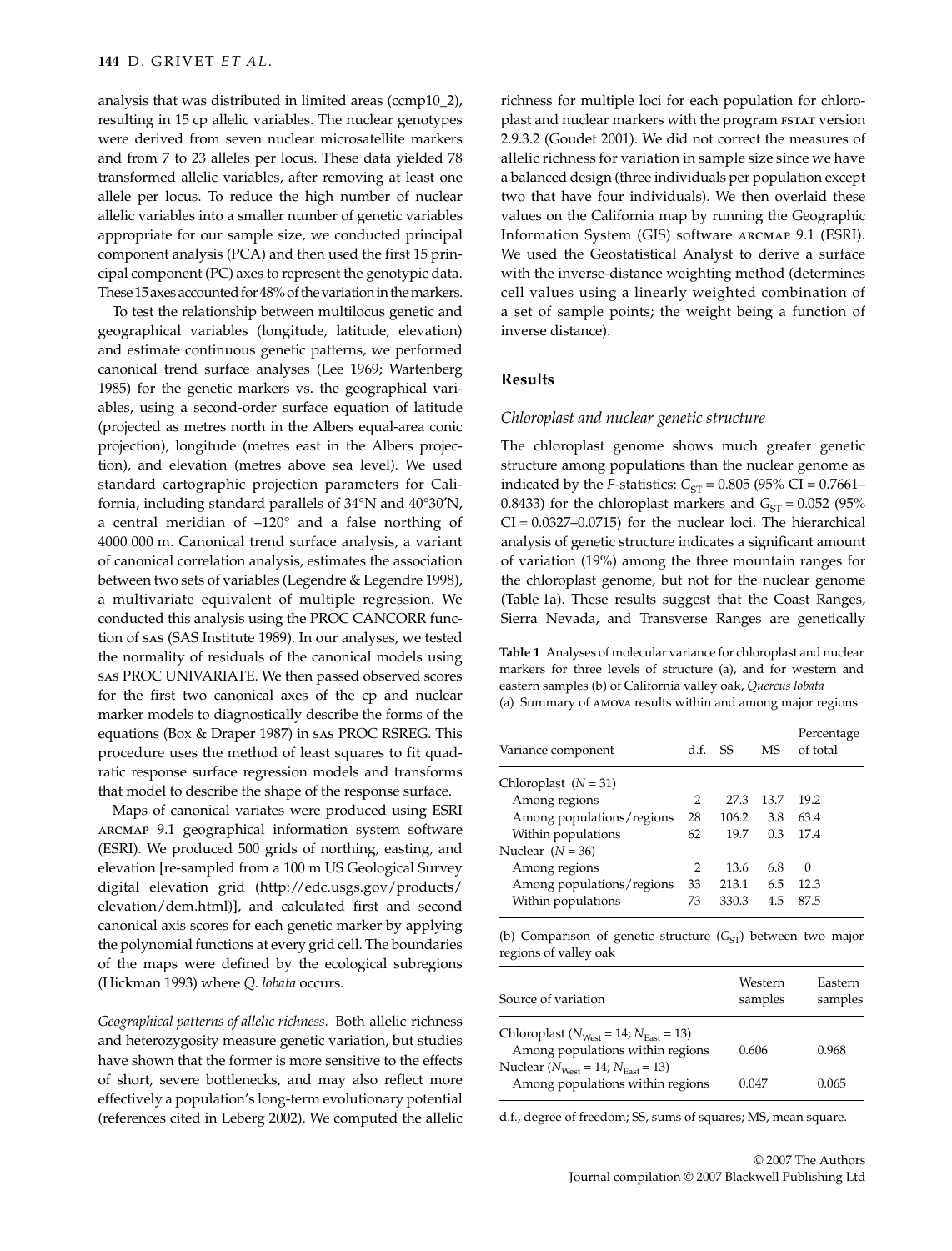analysis that was distributed in limited areas (ccmp10_2), resulting in 15 cp allelic variables. The nuclear genotypes were derived from seven nuclear microsatellite markers and from 7 to 23 alleles per locus. These data yielded 78 transformed allelic variables, after removing at least one allele per locus. To reduce the high number of nuclear allelic variables into a smaller number of genetic variables appropriate for our sample size, we conducted principal component analysis (PCA) and then used the first 15 principal component (PC) axes to represent the genotypic data. These 15 axes accounted for 48% of the variation in the markers.

To test the relationship between multilocus genetic and geographical variables (longitude, latitude, elevation) and estimate continuous genetic patterns, we performed canonical trend surface analyses (Lee 1969; Wartenberg 1985) for the genetic markers vs. the geographical variables, using a second-order surface equation of latitude (projected as metres north in the Albers equal-area conic projection), longitude (metres east in the Albers projection), and elevation (metres above sea level). We used standard cartographic projection parameters for California, including standard parallels of 34°N and 40°30′N, a central meridian of –120° and a false northing of 4000 000 m. Canonical trend surface analysis, a variant of canonical correlation analysis, estimates the association between two sets of variables (Legendre & Legendre 1998), a multivariate equivalent of multiple regression. We conducted this analysis using the PROC CANCORR function of SAS (SAS Institute 1989). In our analyses, we tested the normality of residuals of the canonical models using SAS PROC UNIVARIATE. We then passed observed scores for the first two canonical axes of the cp and nuclear marker models to diagnostically describe the forms of the equations (Box & Draper 1987) in SAS PROC RSREG. This procedure uses the method of least squares to fit quadratic response surface regression models and transforms that model to describe the shape of the response surface.

Maps of canonical variates were produced using ESRI ARCMAP 9.1 geographical information system software (ESRI). We produced 500 grids of northing, easting, and elevation [re-sampled from a 100 m US Geological Survey digital elevation grid (http://edc.usgs.gov/products/elevation/dem.html)], and calculated first and second canonical axis scores for each genetic marker by applying the polynomial functions at every grid cell. The boundaries of the maps were defined by the ecological subregions (Hickman 1993) where *Q. lobata* occurs.

*Geographical patterns of allelic richness.* Both allelic richness and heterozygosity measure genetic variation, but studies have shown that the former is more sensitive to the effects of short, severe bottlenecks, and may also reflect more effectively a population's long-term evolutionary potential (references cited in Leberg 2002). We computed the allelic richness for multiple loci for each population for chloroplast and nuclear markers with the program FSTAT version 2.9.3.2 (Goudet 2001). We did not correct the measures of allelic richness for variation in sample size since we have a balanced design (three individuals per population except two that have four individuals). We then overlaid these values on the California map by running the Geographic Information System (GIS) software ARCMAP 9.1 (ESRI). We used the Geostatistical Analyst to derive a surface with the inverse-distance weighting method (determines cell values using a linearly weighted combination of a set of sample points; the weight being a function of inverse distance).

## Results

### Chloroplast and nuclear genetic structure

The chloroplast genome shows much greater genetic structure among populations than the nuclear genome as indicated by the *F*-statistics: $G_{ST} = 0.805$ (95% CI = 0.7661–0.8433) for the chloroplast markers and $G_{ST} = 0.052$ (95% CI = 0.0327–0.0715) for the nuclear loci. The hierarchical analysis of genetic structure indicates a significant amount of variation (19%) among the three mountain ranges for the chloroplast genome, but not for the nuclear genome (Table 1a). These results suggest that the Coast Ranges, Sierra Nevada, and Transverse Ranges are genetically

**Table 1** Analyses of molecular variance for chloroplast and nuclear markers for three levels of structure (a), and for western and eastern samples (b) of California valley oak, *Quercus lobata*

(a) Summary of AMOVA results within and among major regions

| Variance component | d.f. | SS | MS | Percentage of total |
|---|---|---|---|---|
| Chloroplast ($N = 31$) | | | | |
| Among regions | 2 | 27.3 | 13.7 | 19.2 |
| Among populations/regions | 28 | 106.2 | 3.8 | 63.4 |
| Within populations | 62 | 19.7 | 0.3 | 17.4 |
| Nuclear ($N = 36$) | | | | |
| Among regions | 2 | 13.6 | 6.8 | 0 |
| Among populations/regions | 33 | 213.1 | 6.5 | 12.3 |
| Within populations | 73 | 330.3 | 4.5 | 87.5 |

(b) Comparison of genetic structure ($G_{ST}$) between two major regions of valley oak

| Source of variation | Western samples | Eastern samples |
|---|---|---|
| Chloroplast ($N_{West} = 14$; $N_{East} = 13$) | | |
| Among populations within regions | 0.606 | 0.968 |
| Nuclear ($N_{West} = 14$; $N_{East} = 13$) | | |
| Among populations within regions | 0.047 | 0.065 |

d.f., degree of freedom; SS, sums of squares; MS, mean square.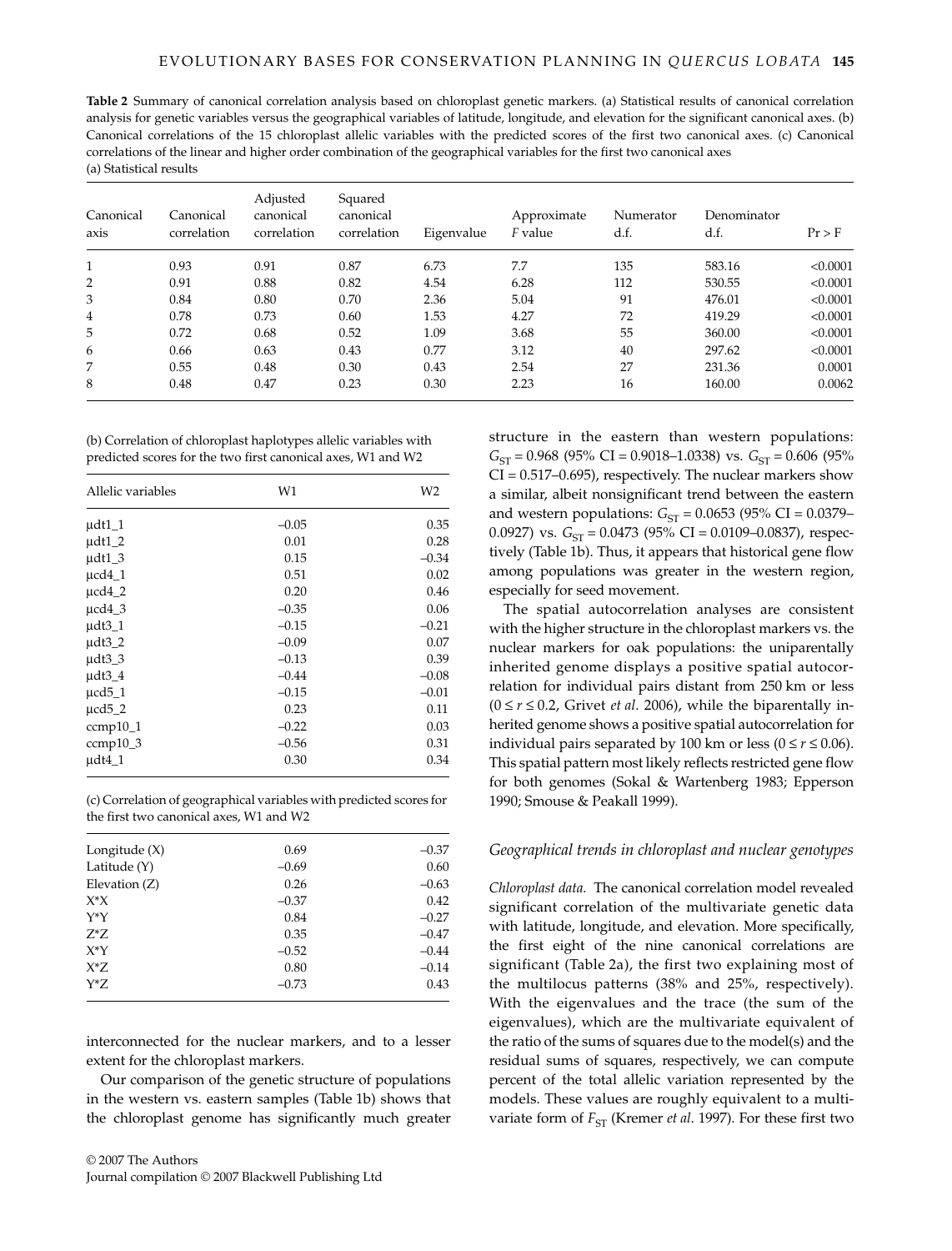**Table 2** Summary of canonical correlation analysis based on chloroplast genetic markers. (a) Statistical results of canonical correlation analysis for genetic variables versus the geographical variables of latitude, longitude, and elevation for the significant canonical axes. (b) Canonical correlations of the 15 chloroplast allelic variables with the predicted scores of the first two canonical axes. (c) Canonical correlations of the linear and higher order combination of the geographical variables for the first two canonical axes

(a) Statistical results

| Canonical axis | Canonical correlation | Adjusted canonical correlation | Squared canonical correlation | Eigenvalue | Approximate *F* value | Numerator d.f. | Denominator d.f. | Pr > F |
|---|---|---|---|---|---|---|---|---|
| 1 | 0.93 | 0.91 | 0.87 | 6.73 | 7.7 | 135 | 583.16 | <0.0001 |
| 2 | 0.91 | 0.88 | 0.82 | 4.54 | 6.28 | 112 | 530.55 | <0.0001 |
| 3 | 0.84 | 0.80 | 0.70 | 2.36 | 5.04 | 91 | 476.01 | <0.0001 |
| 4 | 0.78 | 0.73 | 0.60 | 1.53 | 4.27 | 72 | 419.29 | <0.0001 |
| 5 | 0.72 | 0.68 | 0.52 | 1.09 | 3.68 | 55 | 360.00 | <0.0001 |
| 6 | 0.66 | 0.63 | 0.43 | 0.77 | 3.12 | 40 | 297.62 | <0.0001 |
| 7 | 0.55 | 0.48 | 0.30 | 0.43 | 2.54 | 27 | 231.36 | 0.0001 |
| 8 | 0.48 | 0.47 | 0.23 | 0.30 | 2.23 | 16 | 160.00 | 0.0062 |

(b) Correlation of chloroplast haplotypes allelic variables with predicted scores for the two first canonical axes, W1 and W2

| Allelic variables | W1 | W2 |
|---|---|---|
| μdt1_1 | −0.05 | 0.35 |
| μdt1_2 | 0.01 | 0.28 |
| μdt1_3 | 0.15 | −0.34 |
| μcd4_1 | 0.51 | 0.02 |
| μcd4_2 | 0.20 | 0.46 |
| μcd4_3 | −0.35 | 0.06 |
| μdt3_1 | −0.15 | −0.21 |
| μdt3_2 | −0.09 | 0.07 |
| μdt3_3 | −0.13 | 0.39 |
| μdt3_4 | −0.44 | −0.08 |
| μcd5_1 | −0.15 | −0.01 |
| μcd5_2 | 0.23 | 0.11 |
| ccmp10_1 | −0.22 | 0.03 |
| ccmp10_3 | −0.56 | 0.31 |
| μdt4_1 | 0.30 | 0.34 |

(c) Correlation of geographical variables with predicted scores for the first two canonical axes, W1 and W2

| | W1 | W2 |
|---|---|---|
| Longitude (X) | 0.69 | −0.37 |
| Latitude (Y) | −0.69 | 0.60 |
| Elevation (Z) | 0.26 | −0.63 |
| X*X | −0.37 | 0.42 |
| Y*Y | 0.84 | −0.27 |
| Z*Z | 0.35 | −0.47 |
| X*Y | −0.52 | −0.44 |
| X*Z | 0.80 | −0.14 |
| Y*Z | −0.73 | 0.43 |

interconnected for the nuclear markers, and to a lesser extent for the chloroplast markers.

Our comparison of the genetic structure of populations in the western vs. eastern samples (Table 1b) shows that the chloroplast genome has significantly much greater structure in the eastern than western populations: $G_{ST} = 0.968$ (95% CI = 0.9018–1.0338) vs. $G_{ST} = 0.606$ (95% CI = 0.517–0.695), respectively. The nuclear markers show a similar, albeit nonsignificant trend between the eastern and western populations: $G_{ST} = 0.0653$ (95% CI = 0.0379–0.0927) vs. $G_{ST} = 0.0473$ (95% CI = 0.0109–0.0837), respectively (Table 1b). Thus, it appears that historical gene flow among populations was greater in the western region, especially for seed movement.

The spatial autocorrelation analyses are consistent with the higher structure in the chloroplast markers vs. the nuclear markers for oak populations: the uniparentally inherited genome displays a positive spatial autocorrelation for individual pairs distant from 250 km or less ($0 \leq r \leq 0.2$, Grivet *et al*. 2006), while the biparentally inherited genome shows a positive spatial autocorrelation for individual pairs separated by 100 km or less ($0 \leq r \leq 0.06$). This spatial pattern most likely reflects restricted gene flow for both genomes (Sokal & Wartenberg 1983; Epperson 1990; Smouse & Peakall 1999).

### Geographical trends in chloroplast and nuclear genotypes

*Chloroplast data.* The canonical correlation model revealed significant correlation of the multivariate genetic data with latitude, longitude, and elevation. More specifically, the first eight of the nine canonical correlations are significant (Table 2a), the first two explaining most of the multilocus patterns (38% and 25%, respectively). With the eigenvalues and the trace (the sum of the eigenvalues), which are the multivariate equivalent of the ratio of the sums of squares due to the model(s) and the residual sums of squares, respectively, we can compute percent of the total allelic variation represented by the models. These values are roughly equivalent to a multivariate form of $F_{ST}$ (Kremer *et al*. 1997). For these first two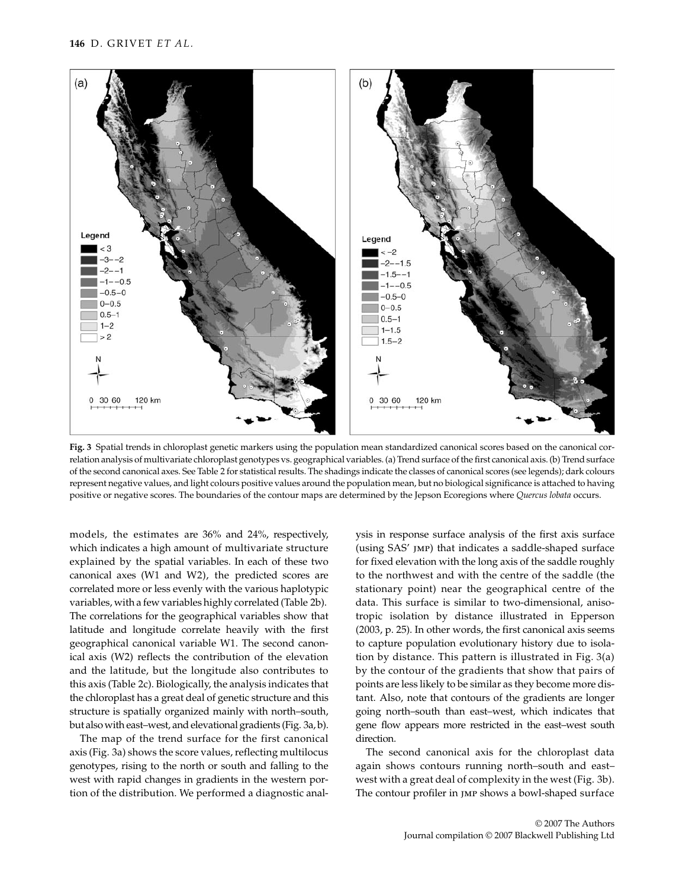**Fig. 3** Spatial trends in chloroplast genetic markers using the population mean standardized canonical scores based on the canonical correlation analysis of multivariate chloroplast genotypes vs. geographical variables. (a) Trend surface of the first canonical axis. (b) Trend surface of the second canonical axes. See Table 2 for statistical results. The shadings indicate the classes of canonical scores (see legends); dark colours represent negative values, and light colours positive values around the population mean, but no biological significance is attached to having positive or negative scores. The boundaries of the contour maps are determined by the Jepson Ecoregions where *Quercus lobata* occurs.

models, the estimates are 36% and 24%, respectively, which indicates a high amount of multivariate structure explained by the spatial variables. In each of these two canonical axes (W1 and W2), the predicted scores are correlated more or less evenly with the various haplotypic variables, with a few variables highly correlated (Table 2b). The correlations for the geographical variables show that latitude and longitude correlate heavily with the first geographical canonical variable W1. The second canonical axis (W2) reflects the contribution of the elevation and the latitude, but the longitude also contributes to this axis (Table 2c). Biologically, the analysis indicates that the chloroplast has a great deal of genetic structure and this structure is spatially organized mainly with north–south, but also with east–west, and elevational gradients (Fig. 3a, b).

The map of the trend surface for the first canonical axis (Fig. 3a) shows the score values, reflecting multilocus genotypes, rising to the north or south and falling to the west with rapid changes in gradients in the western portion of the distribution. We performed a diagnostic analysis in response surface analysis of the first axis surface (using SAS' JMP) that indicates a saddle-shaped surface for fixed elevation with the long axis of the saddle roughly to the northwest and with the centre of the saddle (the stationary point) near the geographical centre of the data. This surface is similar to two-dimensional, anisotropic isolation by distance illustrated in Epperson (2003, p. 25). In other words, the first canonical axis seems to capture population evolutionary history due to isolation by distance. This pattern is illustrated in Fig. 3(a) by the contour of the gradients that show that pairs of points are less likely to be similar as they become more distant. Also, note that contours of the gradients are longer going north–south than east–west, which indicates that gene flow appears more restricted in the east–west south direction.

The second canonical axis for the chloroplast data again shows contours running north–south and east–west with a great deal of complexity in the west (Fig. 3b). The contour profiler in JMP shows a bowl-shaped surface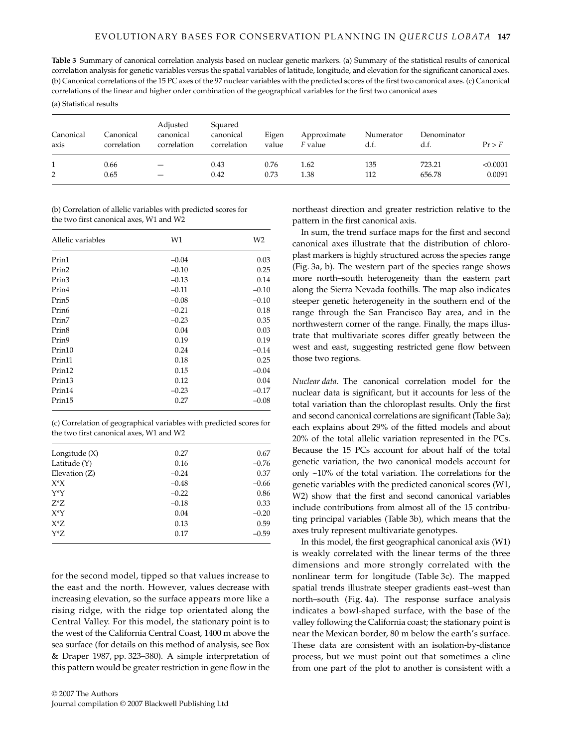**Table 3** Summary of canonical correlation analysis based on nuclear genetic markers. (a) Summary of the statistical results of canonical correlation analysis for genetic variables versus the spatial variables of latitude, longitude, and elevation for the significant canonical axes. (b) Canonical correlations of the 15 PC axes of the 97 nuclear variables with the predicted scores of the first two canonical axes. (c) Canonical correlations of the linear and higher order combination of the geographical variables for the first two canonical axes

(a) Statistical results

| Canonical axis | Canonical correlation | Adjusted canonical correlation | Squared canonical correlation | Eigen value | Approximate *F* value | Numerator d.f. | Denominator d.f. | Pr > *F* |
|---|---|---|---|---|---|---|---|---|
| 1 | 0.66 | — | 0.43 | 0.76 | 1.62 | 135 | 723.21 | <0.0001 |
| 2 | 0.65 | — | 0.42 | 0.73 | 1.38 | 112 | 656.78 | 0.0091 |

(b) Correlation of allelic variables with predicted scores for the two first canonical axes, W1 and W2

| Allelic variables | W1 | W2 |
|---|---|---|
| Prin1 | –0.04 | 0.03 |
| Prin2 | –0.10 | 0.25 |
| Prin3 | –0.13 | 0.14 |
| Prin4 | –0.11 | –0.10 |
| Prin5 | –0.08 | –0.10 |
| Prin6 | –0.21 | 0.18 |
| Prin7 | –0.23 | 0.35 |
| Prin8 | 0.04 | 0.03 |
| Prin9 | 0.19 | 0.19 |
| Prin10 | 0.24 | –0.14 |
| Prin11 | 0.18 | 0.25 |
| Prin12 | 0.15 | –0.04 |
| Prin13 | 0.12 | 0.04 |
| Prin14 | –0.23 | –0.17 |
| Prin15 | 0.27 | –0.08 |

(c) Correlation of geographical variables with predicted scores for the two first canonical axes, W1 and W2

| | W1 | W2 |
|---|---|---|
| Longitude (X) | 0.27 | 0.67 |
| Latitude (Y) | 0.16 | –0.76 |
| Elevation (Z) | –0.24 | 0.37 |
| X*X | –0.48 | –0.66 |
| Y*Y | –0.22 | 0.86 |
| Z*Z | –0.18 | 0.33 |
| X*Y | 0.04 | –0.20 |
| X*Z | 0.13 | 0.59 |
| Y*Z | 0.17 | –0.59 |

for the second model, tipped so that values increase to the east and the north. However, values decrease with increasing elevation, so the surface appears more like a rising ridge, with the ridge top orientated along the Central Valley. For this model, the stationary point is to the west of the California Central Coast, 1400 m above the sea surface (for details on this method of analysis, see Box & Draper 1987, pp. 323–380). A simple interpretation of this pattern would be greater restriction in gene flow in the northeast direction and greater restriction relative to the pattern in the first canonical axis.

In sum, the trend surface maps for the first and second canonical axes illustrate that the distribution of chloroplast markers is highly structured across the species range (Fig. 3a, b). The western part of the species range shows more north–south heterogeneity than the eastern part along the Sierra Nevada foothills. The map also indicates steeper genetic heterogeneity in the southern end of the range through the San Francisco Bay area, and in the northwestern corner of the range. Finally, the maps illustrate that multivariate scores differ greatly between the west and east, suggesting restricted gene flow between those two regions.

*Nuclear data.* The canonical correlation model for the nuclear data is significant, but it accounts for less of the total variation than the chloroplast results. Only the first and second canonical correlations are significant (Table 3a); each explains about 29% of the fitted models and about 20% of the total allelic variation represented in the PCs. Because the 15 PCs account for about half of the total genetic variation, the two canonical models account for only ~10% of the total variation. The correlations for the genetic variables with the predicted canonical scores (W1, W2) show that the first and second canonical variables include contributions from almost all of the 15 contributing principal variables (Table 3b), which means that the axes truly represent multivariate genotypes.

In this model, the first geographical canonical axis (W1) is weakly correlated with the linear terms of the three dimensions and more strongly correlated with the nonlinear term for longitude (Table 3c). The mapped spatial trends illustrate steeper gradients east–west than north–south (Fig. 4a). The response surface analysis indicates a bowl-shaped surface, with the base of the valley following the California coast; the stationary point is near the Mexican border, 80 m below the earth's surface. These data are consistent with an isolation-by-distance process, but we must point out that sometimes a cline from one part of the plot to another is consistent with a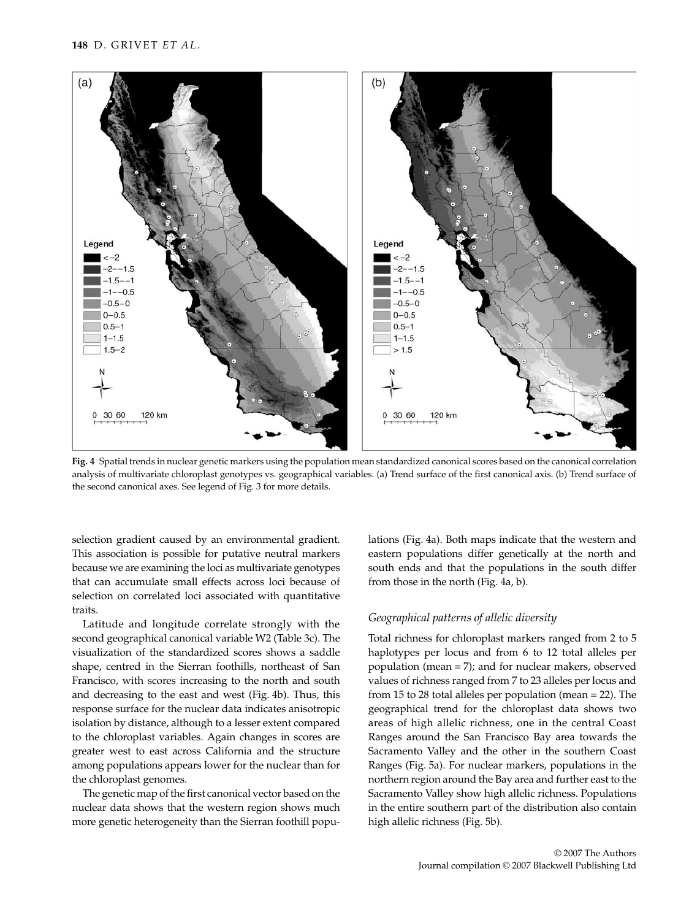**Fig. 4** Spatial trends in nuclear genetic markers using the population mean standardized canonical scores based on the canonical correlation analysis of multivariate chloroplast genotypes vs. geographical variables. (a) Trend surface of the first canonical axis. (b) Trend surface of the second canonical axes. See legend of Fig. 3 for more details.

selection gradient caused by an environmental gradient. This association is possible for putative neutral markers because we are examining the loci as multivariate genotypes that can accumulate small effects across loci because of selection on correlated loci associated with quantitative traits.

Latitude and longitude correlate strongly with the second geographical canonical variable W2 (Table 3c). The visualization of the standardized scores shows a saddle shape, centred in the Sierran foothills, northeast of San Francisco, with scores increasing to the north and south and decreasing to the east and west (Fig. 4b). Thus, this response surface for the nuclear data indicates anisotropic isolation by distance, although to a lesser extent compared to the chloroplast variables. Again changes in scores are greater west to east across California and the structure among populations appears lower for the nuclear than for the chloroplast genomes.

The genetic map of the first canonical vector based on the nuclear data shows that the western region shows much more genetic heterogeneity than the Sierran foothill populations (Fig. 4a). Both maps indicate that the western and eastern populations differ genetically at the north and south ends and that the populations in the south differ from those in the north (Fig. 4a, b).

### *Geographical patterns of allelic diversity*

Total richness for chloroplast markers ranged from 2 to 5 haplotypes per locus and from 6 to 12 total alleles per population (mean = 7); and for nuclear makers, observed values of richness ranged from 7 to 23 alleles per locus and from 15 to 28 total alleles per population (mean = 22). The geographical trend for the chloroplast data shows two areas of high allelic richness, one in the central Coast Ranges around the San Francisco Bay area towards the Sacramento Valley and the other in the southern Coast Ranges (Fig. 5a). For nuclear markers, populations in the northern region around the Bay area and further east to the Sacramento Valley show high allelic richness. Populations in the entire southern part of the distribution also contain high allelic richness (Fig. 5b).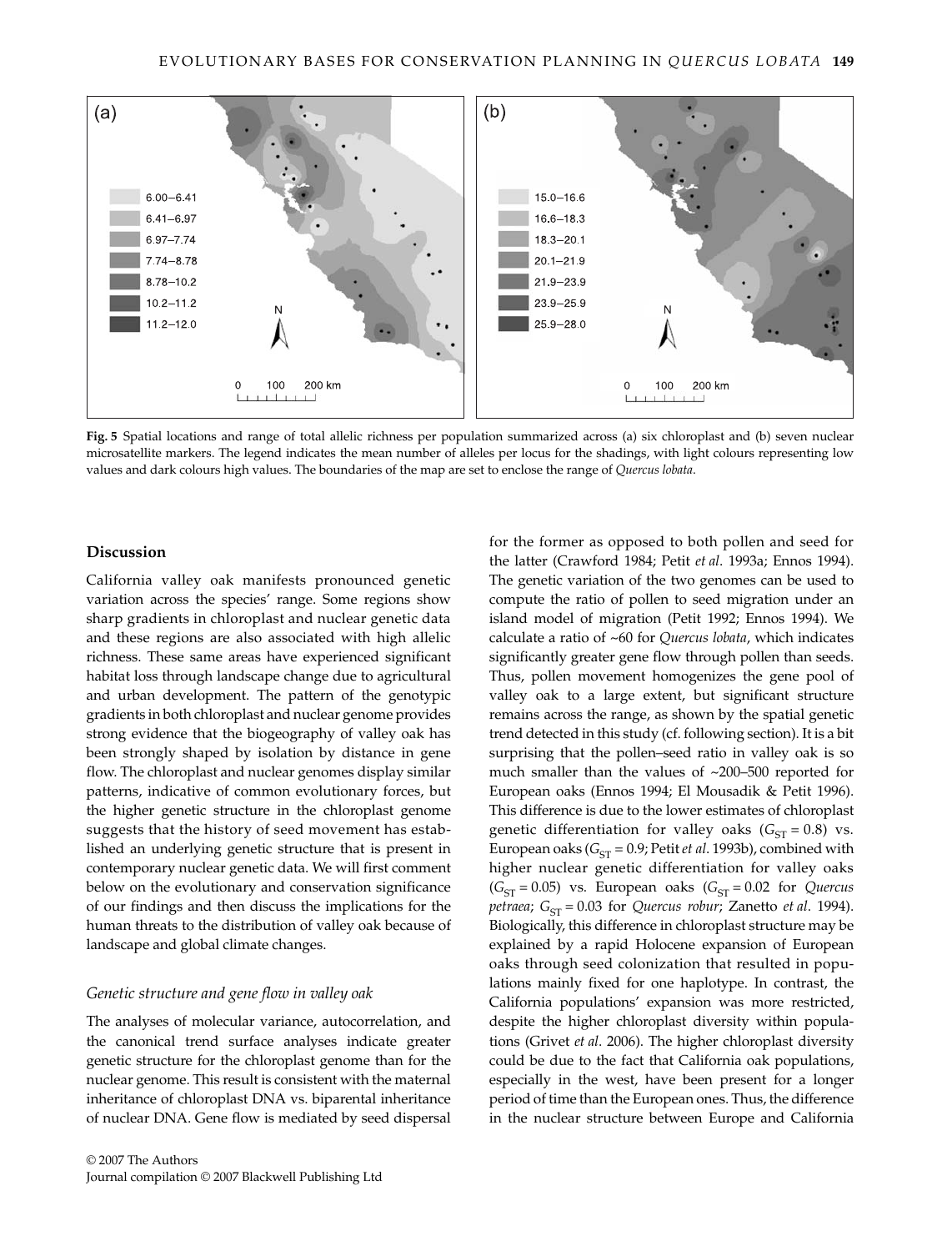**Fig. 5** Spatial locations and range of total allelic richness per population summarized across (a) six chloroplast and (b) seven nuclear microsatellite markers. The legend indicates the mean number of alleles per locus for the shadings, with light colours representing low values and dark colours high values. The boundaries of the map are set to enclose the range of *Quercus lobata*.

## Discussion

California valley oak manifests pronounced genetic variation across the species' range. Some regions show sharp gradients in chloroplast and nuclear genetic data and these regions are also associated with high allelic richness. These same areas have experienced significant habitat loss through landscape change due to agricultural and urban development. The pattern of the genotypic gradients in both chloroplast and nuclear genome provides strong evidence that the biogeography of valley oak has been strongly shaped by isolation by distance in gene flow. The chloroplast and nuclear genomes display similar patterns, indicative of common evolutionary forces, but the higher genetic structure in the chloroplast genome suggests that the history of seed movement has established an underlying genetic structure that is present in contemporary nuclear genetic data. We will first comment below on the evolutionary and conservation significance of our findings and then discuss the implications for the human threats to the distribution of valley oak because of landscape and global climate changes.

### *Genetic structure and gene flow in valley oak*

The analyses of molecular variance, autocorrelation, and the canonical trend surface analyses indicate greater genetic structure for the chloroplast genome than for the nuclear genome. This result is consistent with the maternal inheritance of chloroplast DNA vs. biparental inheritance of nuclear DNA. Gene flow is mediated by seed dispersal for the former as opposed to both pollen and seed for the latter (Crawford 1984; Petit *et al*. 1993a; Ennos 1994). The genetic variation of the two genomes can be used to compute the ratio of pollen to seed migration under an island model of migration (Petit 1992; Ennos 1994). We calculate a ratio of ~60 for *Quercus lobata*, which indicates significantly greater gene flow through pollen than seeds. Thus, pollen movement homogenizes the gene pool of valley oak to a large extent, but significant structure remains across the range, as shown by the spatial genetic trend detected in this study (cf. following section). It is a bit surprising that the pollen–seed ratio in valley oak is so much smaller than the values of ~200–500 reported for European oaks (Ennos 1994; El Mousadik & Petit 1996). This difference is due to the lower estimates of chloroplast genetic differentiation for valley oaks ($G_{ST} = 0.8$) vs. European oaks ($G_{ST} = 0.9$; Petit *et al*. 1993b), combined with higher nuclear genetic differentiation for valley oaks ($G_{ST} = 0.05$) vs. European oaks ($G_{ST} = 0.02$ for *Quercus petraea*; $G_{ST} = 0.03$ for *Quercus robur*; Zanetto *et al*. 1994). Biologically, this difference in chloroplast structure may be explained by a rapid Holocene expansion of European oaks through seed colonization that resulted in populations mainly fixed for one haplotype. In contrast, the California populations' expansion was more restricted, despite the higher chloroplast diversity within populations (Grivet *et al*. 2006). The higher chloroplast diversity could be due to the fact that California oak populations, especially in the west, have been present for a longer period of time than the European ones. Thus, the difference in the nuclear structure between Europe and California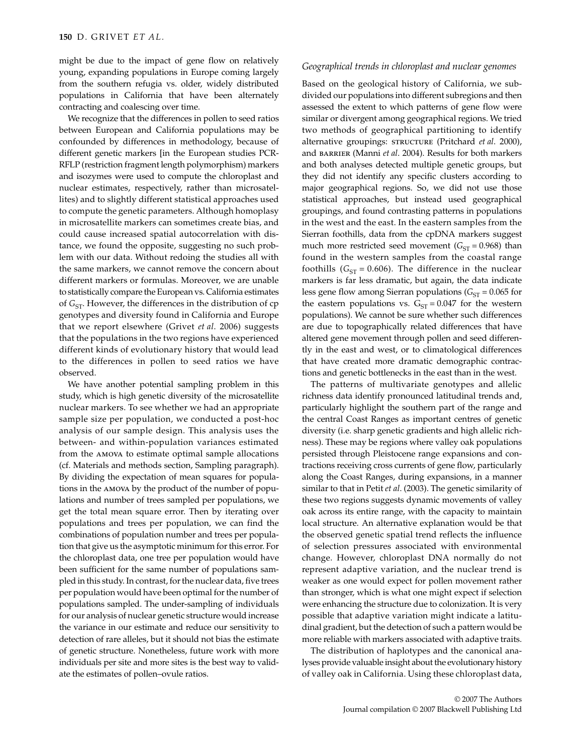might be due to the impact of gene flow on relatively young, expanding populations in Europe coming largely from the southern refugia vs. older, widely distributed populations in California that have been alternately contracting and coalescing over time.

We recognize that the differences in pollen to seed ratios between European and California populations may be confounded by differences in methodology, because of different genetic markers [in the European studies PCR-RFLP (restriction fragment length polymorphism) markers and isozymes were used to compute the chloroplast and nuclear estimates, respectively, rather than microsatellites) and to slightly different statistical approaches used to compute the genetic parameters. Although homoplasy in microsatellite markers can sometimes create bias, and could cause increased spatial autocorrelation with distance, we found the opposite, suggesting no such problem with our data. Without redoing the studies all with the same markers, we cannot remove the concern about different markers or formulas. Moreover, we are unable to statistically compare the European vs. California estimates of $G_{ST}$. However, the differences in the distribution of cp genotypes and diversity found in California and Europe that we report elsewhere (Grivet *et al*. 2006) suggests that the populations in the two regions have experienced different kinds of evolutionary history that would lead to the differences in pollen to seed ratios we have observed.

We have another potential sampling problem in this study, which is high genetic diversity of the microsatellite nuclear markers. To see whether we had an appropriate sample size per population, we conducted a post-hoc analysis of our sample design. This analysis uses the between- and within-population variances estimated from the AMOVA to estimate optimal sample allocations (cf. Materials and methods section, Sampling paragraph). By dividing the expectation of mean squares for populations in the AMOVA by the product of the number of populations and number of trees sampled per populations, we get the total mean square error. Then by iterating over populations and trees per population, we can find the combinations of population number and trees per population that give us the asymptotic minimum for this error. For the chloroplast data, one tree per population would have been sufficient for the same number of populations sampled in this study. In contrast, for the nuclear data, five trees per population would have been optimal for the number of populations sampled. The under-sampling of individuals for our analysis of nuclear genetic structure would increase the variance in our estimate and reduce our sensitivity to detection of rare alleles, but it should not bias the estimate of genetic structure. Nonetheless, future work with more individuals per site and more sites is the best way to validate the estimates of pollen–ovule ratios.

### *Geographical trends in chloroplast and nuclear genomes*

Based on the geological history of California, we subdivided our populations into different subregions and then assessed the extent to which patterns of gene flow were similar or divergent among geographical regions. We tried two methods of geographical partitioning to identify alternative groupings: STRUCTURE (Pritchard *et al*. 2000), and BARRIER (Manni *et al*. 2004). Results for both markers and both analyses detected multiple genetic groups, but they did not identify any specific clusters according to major geographical regions. So, we did not use those statistical approaches, but instead used geographical groupings, and found contrasting patterns in populations in the west and the east. In the eastern samples from the Sierran foothills, data from the cpDNA markers suggest much more restricted seed movement ($G_{ST} = 0.968$) than found in the western samples from the coastal range foothills ($G_{ST} = 0.606$). The difference in the nuclear markers is far less dramatic, but again, the data indicate less gene flow among Sierran populations ($G_{ST} = 0.065$ for the eastern populations vs. $G_{ST} = 0.047$ for the western populations). We cannot be sure whether such differences are due to topographically related differences that have altered gene movement through pollen and seed differently in the east and west, or to climatological differences that have created more dramatic demographic contractions and genetic bottlenecks in the east than in the west.

The patterns of multivariate genotypes and allelic richness data identify pronounced latitudinal trends and, particularly highlight the southern part of the range and the central Coast Ranges as important centres of genetic diversity (i.e. sharp genetic gradients and high allelic richness). These may be regions where valley oak populations persisted through Pleistocene range expansions and contractions receiving cross currents of gene flow, particularly along the Coast Ranges, during expansions, in a manner similar to that in Petit *et al*. (2003). The genetic similarity of these two regions suggests dynamic movements of valley oak across its entire range, with the capacity to maintain local structure. An alternative explanation would be that the observed genetic spatial trend reflects the influence of selection pressures associated with environmental change. However, chloroplast DNA normally do not represent adaptive variation, and the nuclear trend is weaker as one would expect for pollen movement rather than stronger, which is what one might expect if selection were enhancing the structure due to colonization. It is very possible that adaptive variation might indicate a latitudinal gradient, but the detection of such a pattern would be more reliable with markers associated with adaptive traits.

The distribution of haplotypes and the canonical analyses provide valuable insight about the evolutionary history of valley oak in California. Using these chloroplast data,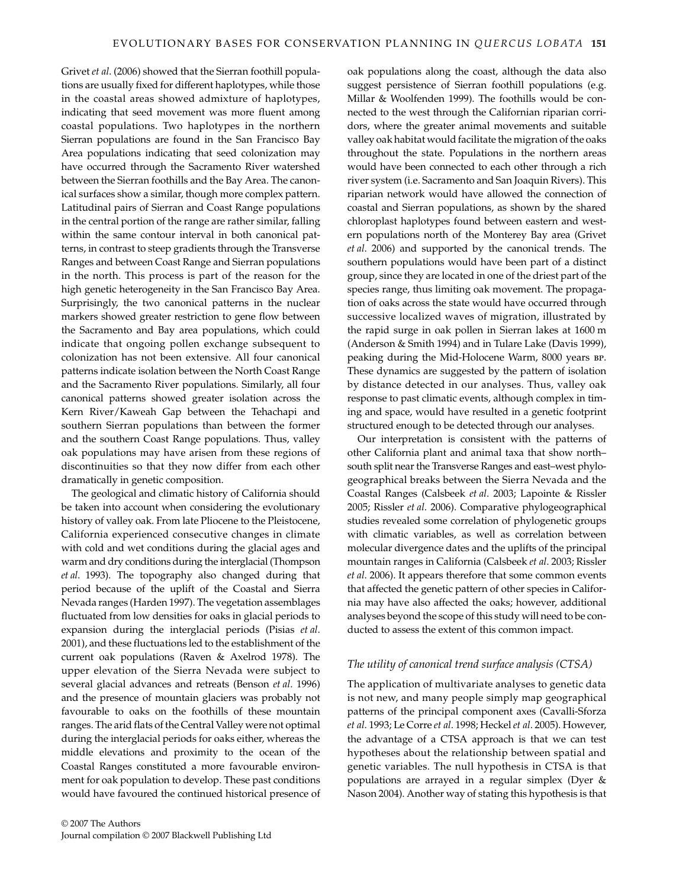Grivet *et al*. (2006) showed that the Sierran foothill populations are usually fixed for different haplotypes, while those in the coastal areas showed admixture of haplotypes, indicating that seed movement was more fluent among coastal populations. Two haplotypes in the northern Sierran populations are found in the San Francisco Bay Area populations indicating that seed colonization may have occurred through the Sacramento River watershed between the Sierran foothills and the Bay Area. The canonical surfaces show a similar, though more complex pattern. Latitudinal pairs of Sierran and Coast Range populations in the central portion of the range are rather similar, falling within the same contour interval in both canonical patterns, in contrast to steep gradients through the Transverse Ranges and between Coast Range and Sierran populations in the north. This process is part of the reason for the high genetic heterogeneity in the San Francisco Bay Area. Surprisingly, the two canonical patterns in the nuclear markers showed greater restriction to gene flow between the Sacramento and Bay area populations, which could indicate that ongoing pollen exchange subsequent to colonization has not been extensive. All four canonical patterns indicate isolation between the North Coast Range and the Sacramento River populations. Similarly, all four canonical patterns showed greater isolation across the Kern River/Kaweah Gap between the Tehachapi and southern Sierran populations than between the former and the southern Coast Range populations. Thus, valley oak populations may have arisen from these regions of discontinuities so that they now differ from each other dramatically in genetic composition.

The geological and climatic history of California should be taken into account when considering the evolutionary history of valley oak. From late Pliocene to the Pleistocene, California experienced consecutive changes in climate with cold and wet conditions during the glacial ages and warm and dry conditions during the interglacial (Thompson *et al*. 1993). The topography also changed during that period because of the uplift of the Coastal and Sierra Nevada ranges (Harden 1997). The vegetation assemblages fluctuated from low densities for oaks in glacial periods to expansion during the interglacial periods (Pisias *et al*. 2001), and these fluctuations led to the establishment of the current oak populations (Raven & Axelrod 1978). The upper elevation of the Sierra Nevada were subject to several glacial advances and retreats (Benson *et al*. 1996) and the presence of mountain glaciers was probably not favourable to oaks on the foothills of these mountain ranges. The arid flats of the Central Valley were not optimal during the interglacial periods for oaks either, whereas the middle elevations and proximity to the ocean of the Coastal Ranges constituted a more favourable environment for oak population to develop. These past conditions would have favoured the continued historical presence of oak populations along the coast, although the data also suggest persistence of Sierran foothill populations (e.g. Millar & Woolfenden 1999). The foothills would be connected to the west through the Californian riparian corridors, where the greater animal movements and suitable valley oak habitat would facilitate the migration of the oaks throughout the state. Populations in the northern areas would have been connected to each other through a rich river system (i.e. Sacramento and San Joaquin Rivers). This riparian network would have allowed the connection of coastal and Sierran populations, as shown by the shared chloroplast haplotypes found between eastern and western populations north of the Monterey Bay area (Grivet *et al*. 2006) and supported by the canonical trends. The southern populations would have been part of a distinct group, since they are located in one of the driest part of the species range, thus limiting oak movement. The propagation of oaks across the state would have occurred through successive localized waves of migration, illustrated by the rapid surge in oak pollen in Sierran lakes at 1600 m (Anderson & Smith 1994) and in Tulare Lake (Davis 1999), peaking during the Mid-Holocene Warm, 8000 years BP. These dynamics are suggested by the pattern of isolation by distance detected in our analyses. Thus, valley oak response to past climatic events, although complex in timing and space, would have resulted in a genetic footprint structured enough to be detected through our analyses.

Our interpretation is consistent with the patterns of other California plant and animal taxa that show north–south split near the Transverse Ranges and east–west phylogeographical breaks between the Sierra Nevada and the Coastal Ranges (Calsbeek *et al*. 2003; Lapointe & Rissler 2005; Rissler *et al*. 2006). Comparative phylogeographical studies revealed some correlation of phylogenetic groups with climatic variables, as well as correlation between molecular divergence dates and the uplifts of the principal mountain ranges in California (Calsbeek *et al*. 2003; Rissler *et al*. 2006). It appears therefore that some common events that affected the genetic pattern of other species in California may have also affected the oaks; however, additional analyses beyond the scope of this study will need to be conducted to assess the extent of this common impact.

### *The utility of canonical trend surface analysis (CTSA)*

The application of multivariate analyses to genetic data is not new, and many people simply map geographical patterns of the principal component axes (Cavalli-Sforza *et al*. 1993; Le Corre *et al*. 1998; Heckel *et al*. 2005). However, the advantage of a CTSA approach is that we can test hypotheses about the relationship between spatial and genetic variables. The null hypothesis in CTSA is that populations are arrayed in a regular simplex (Dyer & Nason 2004). Another way of stating this hypothesis is that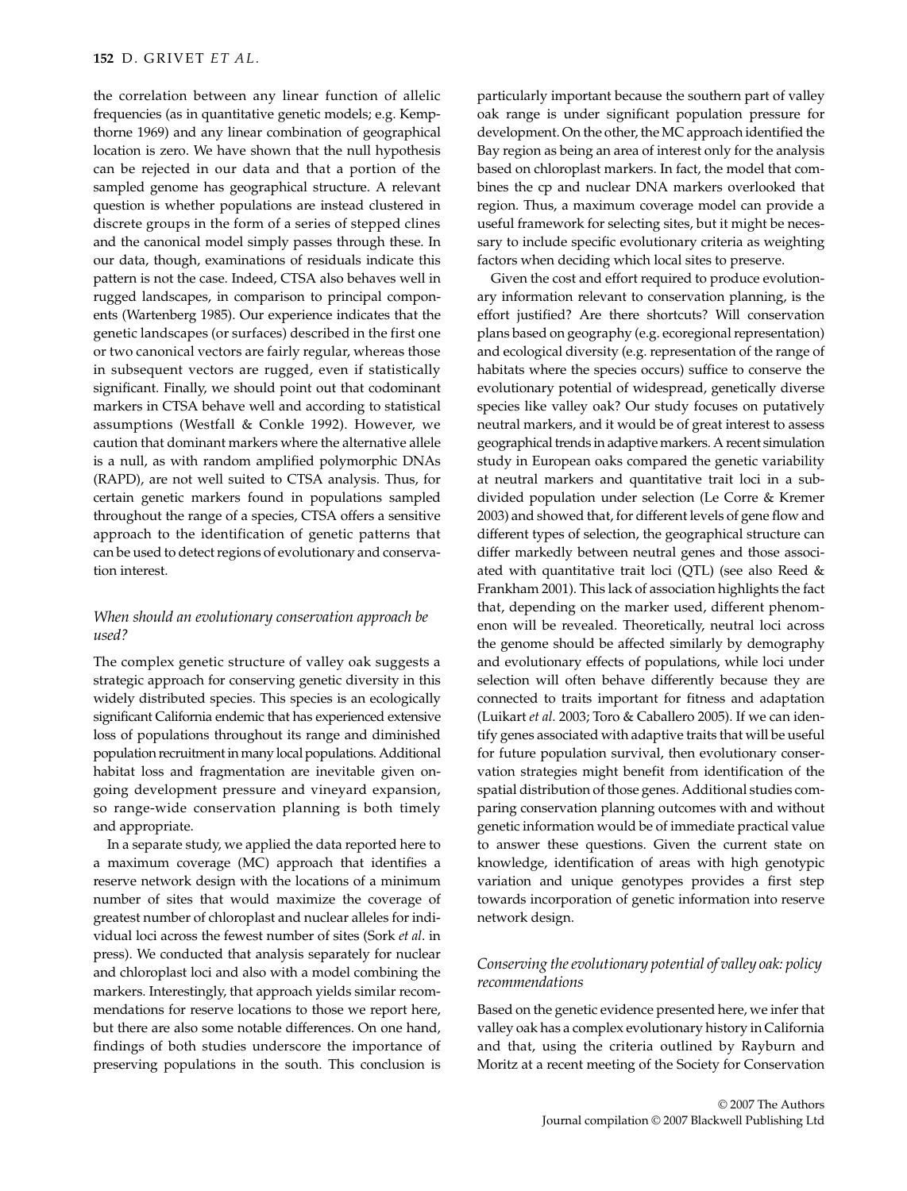the correlation between any linear function of allelic frequencies (as in quantitative genetic models; e.g. Kempthorne 1969) and any linear combination of geographical location is zero. We have shown that the null hypothesis can be rejected in our data and that a portion of the sampled genome has geographical structure. A relevant question is whether populations are instead clustered in discrete groups in the form of a series of stepped clines and the canonical model simply passes through these. In our data, though, examinations of residuals indicate this pattern is not the case. Indeed, CTSA also behaves well in rugged landscapes, in comparison to principal components (Wartenberg 1985). Our experience indicates that the genetic landscapes (or surfaces) described in the first one or two canonical vectors are fairly regular, whereas those in subsequent vectors are rugged, even if statistically significant. Finally, we should point out that codominant markers in CTSA behave well and according to statistical assumptions (Westfall & Conkle 1992). However, we caution that dominant markers where the alternative allele is a null, as with random amplified polymorphic DNAs (RAPD), are not well suited to CTSA analysis. Thus, for certain genetic markers found in populations sampled throughout the range of a species, CTSA offers a sensitive approach to the identification of genetic patterns that can be used to detect regions of evolutionary and conservation interest.

### *When should an evolutionary conservation approach be used?*

The complex genetic structure of valley oak suggests a strategic approach for conserving genetic diversity in this widely distributed species. This species is an ecologically significant California endemic that has experienced extensive loss of populations throughout its range and diminished population recruitment in many local populations. Additional habitat loss and fragmentation are inevitable given ongoing development pressure and vineyard expansion, so range-wide conservation planning is both timely and appropriate.

In a separate study, we applied the data reported here to a maximum coverage (MC) approach that identifies a reserve network design with the locations of a minimum number of sites that would maximize the coverage of greatest number of chloroplast and nuclear alleles for individual loci across the fewest number of sites (Sork *et al*. in press). We conducted that analysis separately for nuclear and chloroplast loci and also with a model combining the markers. Interestingly, that approach yields similar recommendations for reserve locations to those we report here, but there are also some notable differences. On one hand, findings of both studies underscore the importance of preserving populations in the south. This conclusion is particularly important because the southern part of valley oak range is under significant population pressure for development. On the other, the MC approach identified the Bay region as being an area of interest only for the analysis based on chloroplast markers. In fact, the model that combines the cp and nuclear DNA markers overlooked that region. Thus, a maximum coverage model can provide a useful framework for selecting sites, but it might be necessary to include specific evolutionary criteria as weighting factors when deciding which local sites to preserve.

Given the cost and effort required to produce evolutionary information relevant to conservation planning, is the effort justified? Are there shortcuts? Will conservation plans based on geography (e.g. ecoregional representation) and ecological diversity (e.g. representation of the range of habitats where the species occurs) suffice to conserve the evolutionary potential of widespread, genetically diverse species like valley oak? Our study focuses on putatively neutral markers, and it would be of great interest to assess geographical trends in adaptive markers. A recent simulation study in European oaks compared the genetic variability at neutral markers and quantitative trait loci in a subdivided population under selection (Le Corre & Kremer 2003) and showed that, for different levels of gene flow and different types of selection, the geographical structure can differ markedly between neutral genes and those associated with quantitative trait loci (QTL) (see also Reed & Frankham 2001). This lack of association highlights the fact that, depending on the marker used, different phenomenon will be revealed. Theoretically, neutral loci across the genome should be affected similarly by demography and evolutionary effects of populations, while loci under selection will often behave differently because they are connected to traits important for fitness and adaptation (Luikart *et al*. 2003; Toro & Caballero 2005). If we can identify genes associated with adaptive traits that will be useful for future population survival, then evolutionary conservation strategies might benefit from identification of the spatial distribution of those genes. Additional studies comparing conservation planning outcomes with and without genetic information would be of immediate practical value to answer these questions. Given the current state on knowledge, identification of areas with high genotypic variation and unique genotypes provides a first step towards incorporation of genetic information into reserve network design.

### *Conserving the evolutionary potential of valley oak: policy recommendations*

Based on the genetic evidence presented here, we infer that valley oak has a complex evolutionary history in California and that, using the criteria outlined by Rayburn and Moritz at a recent meeting of the Society for Conservation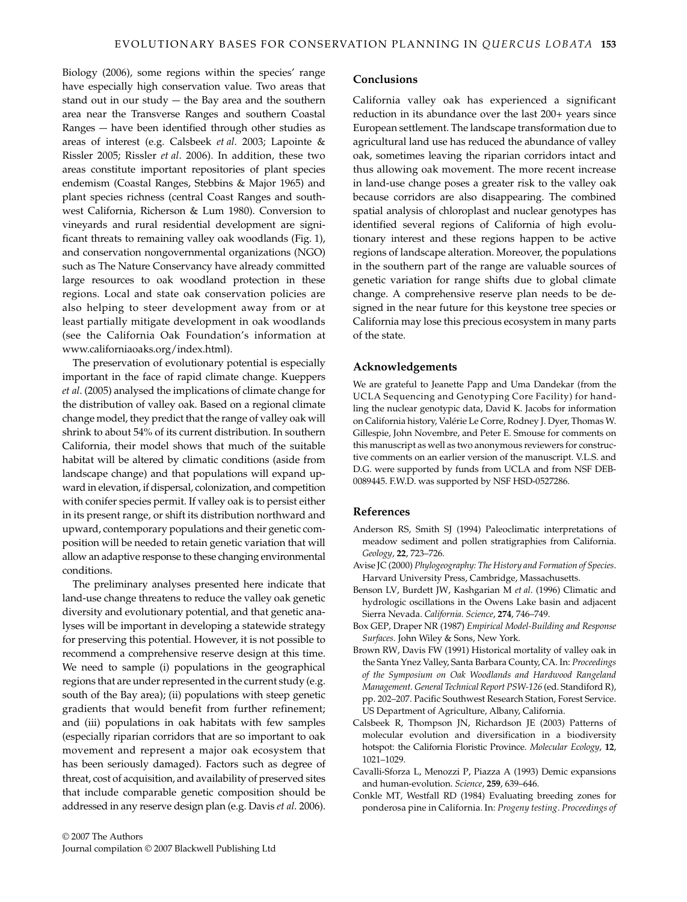Biology (2006), some regions within the species' range have especially high conservation value. Two areas that stand out in our study — the Bay area and the southern area near the Transverse Ranges and southern Coastal Ranges — have been identified through other studies as areas of interest (e.g. Calsbeek *et al*. 2003; Lapointe & Rissler 2005; Rissler *et al*. 2006). In addition, these two areas constitute important repositories of plant species endemism (Coastal Ranges, Stebbins & Major 1965) and plant species richness (central Coast Ranges and southwest California, Richerson & Lum 1980). Conversion to vineyards and rural residential development are significant threats to remaining valley oak woodlands (Fig. 1), and conservation nongovernmental organizations (NGO) such as The Nature Conservancy have already committed large resources to oak woodland protection in these regions. Local and state oak conservation policies are also helping to steer development away from or at least partially mitigate development in oak woodlands (see the California Oak Foundation's information at www.californiaoaks.org/index.html).

The preservation of evolutionary potential is especially important in the face of rapid climate change. Kueppers *et al*. (2005) analysed the implications of climate change for the distribution of valley oak. Based on a regional climate change model, they predict that the range of valley oak will shrink to about 54% of its current distribution. In southern California, their model shows that much of the suitable habitat will be altered by climatic conditions (aside from landscape change) and that populations will expand upward in elevation, if dispersal, colonization, and competition with conifer species permit. If valley oak is to persist either in its present range, or shift its distribution northward and upward, contemporary populations and their genetic composition will be needed to retain genetic variation that will allow an adaptive response to these changing environmental conditions.

The preliminary analyses presented here indicate that land-use change threatens to reduce the valley oak genetic diversity and evolutionary potential, and that genetic analyses will be important in developing a statewide strategy for preserving this potential. However, it is not possible to recommend a comprehensive reserve design at this time. We need to sample (i) populations in the geographical regions that are under represented in the current study (e.g. south of the Bay area); (ii) populations with steep genetic gradients that would benefit from further refinement; and (iii) populations in oak habitats with few samples (especially riparian corridors that are so important to oak movement and represent a major oak ecosystem that has been seriously damaged). Factors such as degree of threat, cost of acquisition, and availability of preserved sites that include comparable genetic composition should be addressed in any reserve design plan (e.g. Davis *et al*. 2006).

## Conclusions

California valley oak has experienced a significant reduction in its abundance over the last 200+ years since European settlement. The landscape transformation due to agricultural land use has reduced the abundance of valley oak, sometimes leaving the riparian corridors intact and thus allowing oak movement. The more recent increase in land-use change poses a greater risk to the valley oak because corridors are also disappearing. The combined spatial analysis of chloroplast and nuclear genotypes has identified several regions of California of high evolutionary interest and these regions happen to be active regions of landscape alteration. Moreover, the populations in the southern part of the range are valuable sources of genetic variation for range shifts due to global climate change. A comprehensive reserve plan needs to be designed in the near future for this keystone tree species or California may lose this precious ecosystem in many parts of the state.

## Acknowledgements

We are grateful to Jeanette Papp and Uma Dandekar (from the UCLA Sequencing and Genotyping Core Facility) for handling the nuclear genotypic data, David K. Jacobs for information on California history, Valérie Le Corre, Rodney J. Dyer, Thomas W. Gillespie, John Novembre, and Peter E. Smouse for comments on this manuscript as well as two anonymous reviewers for constructive comments on an earlier version of the manuscript. V.L.S. and D.G. were supported by funds from UCLA and from NSF DEB-0089445. F.W.D. was supported by NSF HSD-0527286.

## References

Anderson RS, Smith SJ (1994) Paleoclimatic interpretations of meadow sediment and pollen stratigraphies from California. *Geology*, **22**, 723–726.

Avise JC (2000) *Phylogeography: The History and Formation of Species*. Harvard University Press, Cambridge, Massachusetts.

Benson LV, Burdett JW, Kashgarian M *et al*. (1996) Climatic and hydrologic oscillations in the Owens Lake basin and adjacent Sierra Nevada. *California. Science*, **274**, 746–749.

Box GEP, Draper NR (1987) *Empirical Model-Building and Response Surfaces*. John Wiley & Sons, New York.

Brown RW, Davis FW (1991) Historical mortality of valley oak in the Santa Ynez Valley, Santa Barbara County, CA. In: *Proceedings of the Symposium on Oak Woodlands and Hardwood Rangeland Management. General Technical Report PSW-126* (ed. Standiford R), pp. 202–207. Pacific Southwest Research Station, Forest Service. US Department of Agriculture, Albany, California.

Calsbeek R, Thompson JN, Richardson JE (2003) Patterns of molecular evolution and diversification in a biodiversity hotspot: the California Floristic Province. *Molecular Ecology*, **12**, 1021–1029.

Cavalli-Sforza L, Menozzi P, Piazza A (1993) Demic expansions and human-evolution. *Science*, **259**, 639–646.

Conkle MT, Westfall RD (1984) Evaluating breeding zones for ponderosa pine in California. In: *Progeny testing*. *Proceedings of*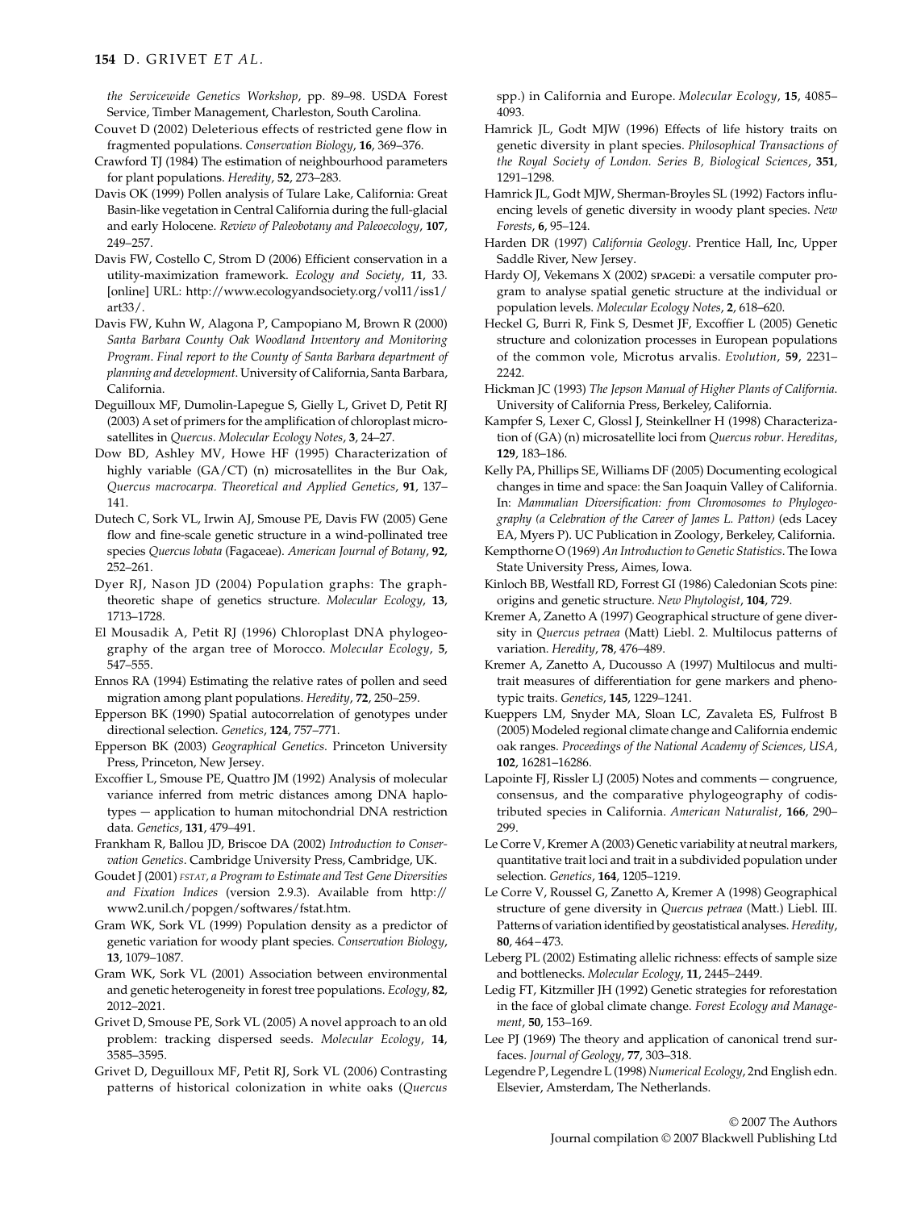*the Servicewide Genetics Workshop*, pp. 89–98. USDA Forest Service, Timber Management, Charleston, South Carolina.

Couvet D (2002) Deleterious effects of restricted gene flow in fragmented populations. *Conservation Biology*, **16**, 369–376.

Crawford TJ (1984) The estimation of neighbourhood parameters for plant populations. *Heredity*, **52**, 273–283.

Davis OK (1999) Pollen analysis of Tulare Lake, California: Great Basin-like vegetation in Central California during the full-glacial and early Holocene. *Review of Paleobotany and Paleoecology*, **107**, 249–257.

Davis FW, Costello C, Strom D (2006) Efficient conservation in a utility-maximization framework. *Ecology and Society*, **11**, 33. [online] URL: http://www.ecologyandsociety.org/vol11/iss1/art33/.

Davis FW, Kuhn W, Alagona P, Campopiano M, Brown R (2000) *Santa Barbara County Oak Woodland Inventory and Monitoring Program. Final report to the County of Santa Barbara department of planning and development.* University of California, Santa Barbara, California.

Deguilloux MF, Dumolin-Lapegue S, Gielly L, Grivet D, Petit RJ (2003) A set of primers for the amplification of chloroplast microsatellites in *Quercus*. *Molecular Ecology Notes*, **3**, 24–27.

Dow BD, Ashley MV, Howe HF (1995) Characterization of highly variable (GA/CT) (n) microsatellites in the Bur Oak, *Quercus macrocarpa*. *Theoretical and Applied Genetics*, **91**, 137–141.

Dutech C, Sork VL, Irwin AJ, Smouse PE, Davis FW (2005) Gene flow and fine-scale genetic structure in a wind-pollinated tree species *Quercus lobata* (Fagaceae). *American Journal of Botany*, **92**, 252–261.

Dyer RJ, Nason JD (2004) Population graphs: The graph-theoretic shape of genetics structure. *Molecular Ecology*, **13**, 1713–1728.

El Mousadik A, Petit RJ (1996) Chloroplast DNA phylogeography of the argan tree of Morocco. *Molecular Ecology*, **5**, 547–555.

Ennos RA (1994) Estimating the relative rates of pollen and seed migration among plant populations. *Heredity*, **72**, 250–259.

Epperson BK (1990) Spatial autocorrelation of genotypes under directional selection. *Genetics*, **124**, 757–771.

Epperson BK (2003) *Geographical Genetics*. Princeton University Press, Princeton, New Jersey.

Excoffier L, Smouse PE, Quattro JM (1992) Analysis of molecular variance inferred from metric distances among DNA haplotypes — application to human mitochondrial DNA restriction data. *Genetics*, **131**, 479–491.

Frankham R, Ballou JD, Briscoe DA (2002) *Introduction to Conservation Genetics*. Cambridge University Press, Cambridge, UK.

Goudet J (2001) *FSTAT, a Program to Estimate and Test Gene Diversities and Fixation Indices* (version 2.9.3). Available from http://www2.unil.ch/popgen/softwares/fstat.htm.

Gram WK, Sork VL (1999) Population density as a predictor of genetic variation for woody plant species. *Conservation Biology*, **13**, 1079–1087.

Gram WK, Sork VL (2001) Association between environmental and genetic heterogeneity in forest tree populations. *Ecology*, **82**, 2012–2021.

Grivet D, Smouse PE, Sork VL (2005) A novel approach to an old problem: tracking dispersed seeds. *Molecular Ecology*, **14**, 3585–3595.

Grivet D, Deguilloux MF, Petit RJ, Sork VL (2006) Contrasting patterns of historical colonization in white oaks (*Quercus* spp.) in California and Europe. *Molecular Ecology*, **15**, 4085–4093.

Hamrick JL, Godt MJW (1996) Effects of life history traits on genetic diversity in plant species. *Philosophical Transactions of the Royal Society of London. Series B, Biological Sciences*, **351**, 1291–1298.

Hamrick JL, Godt MJW, Sherman-Broyles SL (1992) Factors influencing levels of genetic diversity in woody plant species. *New Forests*, **6**, 95–124.

Harden DR (1997) *California Geology*. Prentice Hall, Inc, Upper Saddle River, New Jersey.

Hardy OJ, Vekemans X (2002) SPAGeDi: a versatile computer program to analyse spatial genetic structure at the individual or population levels. *Molecular Ecology Notes*, **2**, 618–620.

Heckel G, Burri R, Fink S, Desmet JF, Excoffier L (2005) Genetic structure and colonization processes in European populations of the common vole, Microtus arvalis. *Evolution*, **59**, 2231–2242.

Hickman JC (1993) *The Jepson Manual of Higher Plants of California*. University of California Press, Berkeley, California.

Kampfer S, Lexer C, Glossl J, Steinkellner H (1998) Characterization of (GA) (n) microsatellite loci from *Quercus robur*. *Hereditas*, **129**, 183–186.

Kelly PA, Phillips SE, Williams DF (2005) Documenting ecological changes in time and space: the San Joaquin Valley of California. In: *Mammalian Diversification: from Chromosomes to Phylogeography (a Celebration of the Career of James L. Patton)* (eds Lacey EA, Myers P). UC Publication in Zoology, Berkeley, California.

Kempthorne O (1969) *An Introduction to Genetic Statistics*. The Iowa State University Press, Aimes, Iowa.

Kinloch BB, Westfall RD, Forrest GI (1986) Caledonian Scots pine: origins and genetic structure. *New Phytologist*, **104**, 729.

Kremer A, Zanetto A (1997) Geographical structure of gene diversity in *Quercus petraea* (Matt) Liebl. 2. Multilocus patterns of variation. *Heredity*, **78**, 476–489.

Kremer A, Zanetto A, Ducousso A (1997) Multilocus and multitrait measures of differentiation for gene markers and phenotypic traits. *Genetics*, **145**, 1229–1241.

Kueppers LM, Snyder MA, Sloan LC, Zavaleta ES, Fulfrost B (2005) Modeled regional climate change and California endemic oak ranges. *Proceedings of the National Academy of Sciences, USA*, **102**, 16281–16286.

Lapointe FJ, Rissler LJ (2005) Notes and comments — congruence, consensus, and the comparative phylogeography of codistributed species in California. *American Naturalist*, **166**, 290–299.

Le Corre V, Kremer A (2003) Genetic variability at neutral markers, quantitative trait loci and trait in a subdivided population under selection. *Genetics*, **164**, 1205–1219.

Le Corre V, Roussel G, Zanetto A, Kremer A (1998) Geographical structure of gene diversity in *Quercus petraea* (Matt.) Liebl. III. Patterns of variation identified by geostatistical analyses. *Heredity*, **80**, 464–473.

Leberg PL (2002) Estimating allelic richness: effects of sample size and bottlenecks. *Molecular Ecology*, **11**, 2445–2449.

Ledig FT, Kitzmiller JH (1992) Genetic strategies for reforestation in the face of global climate change. *Forest Ecology and Management*, **50**, 153–169.

Lee PJ (1969) The theory and application of canonical trend surfaces. *Journal of Geology*, **77**, 303–318.

Legendre P, Legendre L (1998) *Numerical Ecology*, 2nd English edn. Elsevier, Amsterdam, The Netherlands.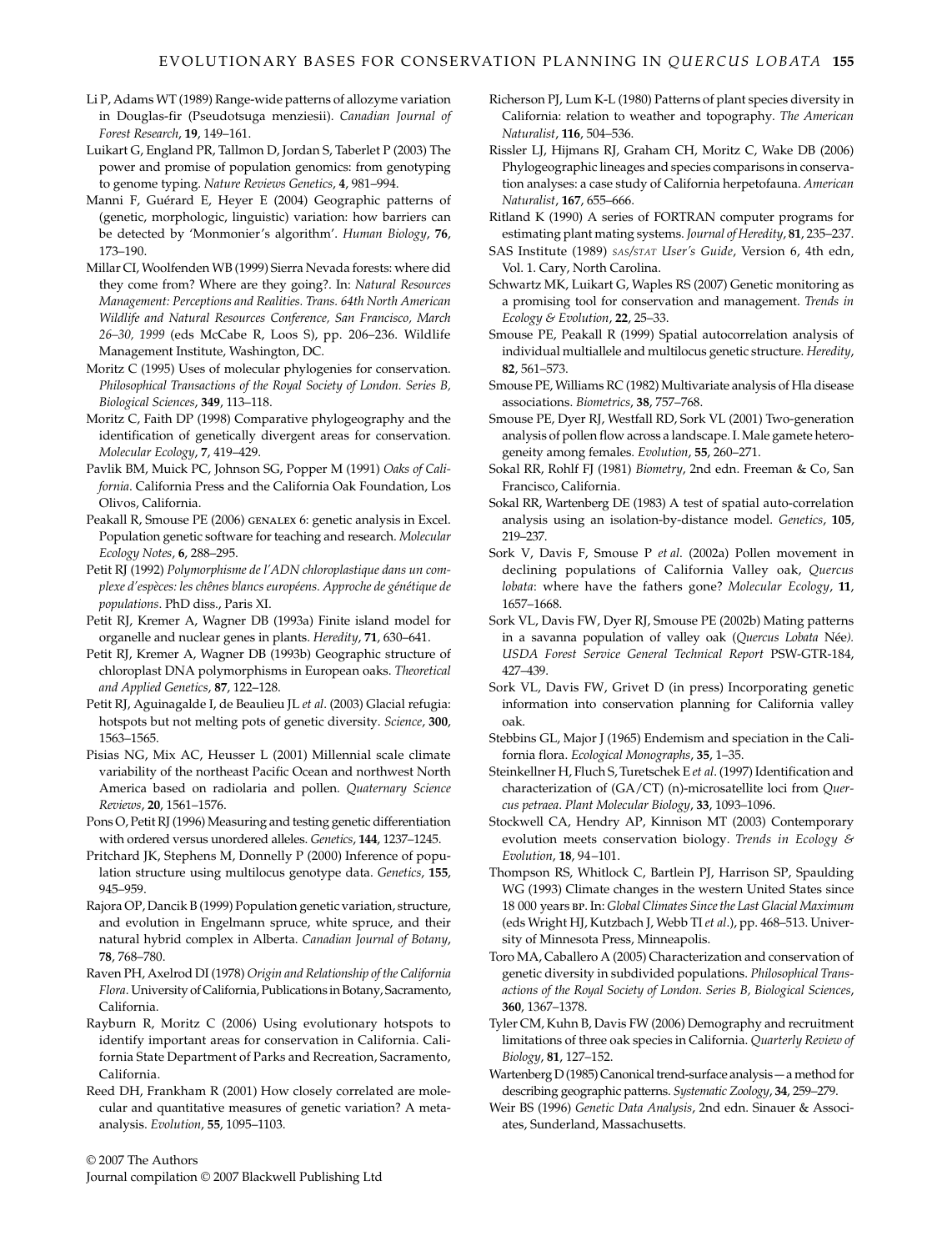Li P, Adams WT (1989) Range-wide patterns of allozyme variation in Douglas-fir (Pseudotsuga menziesii). *Canadian Journal of Forest Research*, **19**, 149–161.

Luikart G, England PR, Tallmon D, Jordan S, Taberlet P (2003) The power and promise of population genomics: from genotyping to genome typing. *Nature Reviews Genetics*, **4**, 981–994.

Manni F, Guérard E, Heyer E (2004) Geographic patterns of (genetic, morphologic, linguistic) variation: how barriers can be detected by 'Monmonier's algorithm'. *Human Biology*, **76**, 173–190.

Millar CI, Woolfenden WB (1999) Sierra Nevada forests: where did they come from? Where are they going?. In: *Natural Resources Management: Perceptions and Realities. Trans. 64th North American Wildlife and Natural Resources Conference, San Francisco, March 26–30, 1999* (eds McCabe R, Loos S), pp. 206–236. Wildlife Management Institute, Washington, DC.

Moritz C (1995) Uses of molecular phylogenies for conservation. *Philosophical Transactions of the Royal Society of London. Series B, Biological Sciences*, **349**, 113–118.

Moritz C, Faith DP (1998) Comparative phylogeography and the identification of genetically divergent areas for conservation. *Molecular Ecology*, **7**, 419–429.

Pavlik BM, Muick PC, Johnson SG, Popper M (1991) *Oaks of California*. California Press and the California Oak Foundation, Los Olivos, California.

Peakall R, Smouse PE (2006) GENALEX 6: genetic analysis in Excel. Population genetic software for teaching and research. *Molecular Ecology Notes*, **6**, 288–295.

Petit RJ (1992) *Polymorphisme de l'ADN chloroplastique dans un complexe d'espèces: les chênes blancs européens. Approche de génétique de populations*. PhD diss., Paris XI.

Petit RJ, Kremer A, Wagner DB (1993a) Finite island model for organelle and nuclear genes in plants. *Heredity*, **71**, 630–641.

Petit RJ, Kremer A, Wagner DB (1993b) Geographic structure of chloroplast DNA polymorphisms in European oaks. *Theoretical and Applied Genetics*, **87**, 122–128.

Petit RJ, Aguinagalde I, de Beaulieu JL *et al*. (2003) Glacial refugia: hotspots but not melting pots of genetic diversity. *Science*, **300**, 1563–1565.

Pisias NG, Mix AC, Heusser L (2001) Millennial scale climate variability of the northeast Pacific Ocean and northwest North America based on radiolaria and pollen. *Quaternary Science Reviews*, **20**, 1561–1576.

Pons O, Petit RJ (1996) Measuring and testing genetic differentiation with ordered versus unordered alleles. *Genetics*, **144**, 1237–1245.

Pritchard JK, Stephens M, Donnelly P (2000) Inference of population structure using multilocus genotype data. *Genetics*, **155**, 945–959.

Rajora OP, Dancik B (1999) Population genetic variation, structure, and evolution in Engelmann spruce, white spruce, and their natural hybrid complex in Alberta. *Canadian Journal of Botany*, **78**, 768–780.

Raven PH, Axelrod DI (1978) *Origin and Relationship of the California Flora*. University of California, Publications in Botany, Sacramento, California.

Rayburn R, Moritz C (2006) Using evolutionary hotspots to identify important areas for conservation in California. California State Department of Parks and Recreation, Sacramento, California.

Reed DH, Frankham R (2001) How closely correlated are molecular and quantitative measures of genetic variation? A meta-analysis. *Evolution*, **55**, 1095–1103.

Richerson PJ, Lum K-L (1980) Patterns of plant species diversity in California: relation to weather and topography. *The American Naturalist*, **116**, 504–536.

Rissler LJ, Hijmans RJ, Graham CH, Moritz C, Wake DB (2006) Phylogeographic lineages and species comparisons in conservation analyses: a case study of California herpetofauna. *American Naturalist*, **167**, 655–666.

Ritland K (1990) A series of FORTRAN computer programs for estimating plant mating systems. *Journal of Heredity*, **81**, 235–237.

SAS Institute (1989) *SAS/STAT User's Guide*, Version 6, 4th edn, Vol. 1. Cary, North Carolina.

Schwartz MK, Luikart G, Waples RS (2007) Genetic monitoring as a promising tool for conservation and management. *Trends in Ecology & Evolution*, **22**, 25–33.

Smouse PE, Peakall R (1999) Spatial autocorrelation analysis of individual multiallele and multilocus genetic structure. *Heredity*, **82**, 561–573.

Smouse PE, Williams RC (1982) Multivariate analysis of Hla disease associations. *Biometrics*, **38**, 757–768.

Smouse PE, Dyer RJ, Westfall RD, Sork VL (2001) Two-generation analysis of pollen flow across a landscape. I. Male gamete heterogeneity among females. *Evolution*, **55**, 260–271.

Sokal RR, Rohlf FJ (1981) *Biometry*, 2nd edn. Freeman & Co, San Francisco, California.

Sokal RR, Wartenberg DE (1983) A test of spatial auto-correlation analysis using an isolation-by-distance model. *Genetics*, **105**, 219–237.

Sork V, Davis F, Smouse P *et al*. (2002a) Pollen movement in declining populations of California Valley oak, *Quercus lobata*: where have the fathers gone? *Molecular Ecology*, **11**, 1657–1668.

Sork VL, Davis FW, Dyer RJ, Smouse PE (2002b) Mating patterns in a savanna population of valley oak (*Quercus Lobata* Née*). USDA Forest Service General Technical Report* PSW-GTR-184, 427–439.

Sork VL, Davis FW, Grivet D (in press) Incorporating genetic information into conservation planning for California valley oak.

Stebbins GL, Major J (1965) Endemism and speciation in the California flora. *Ecological Monographs*, **35**, 1–35.

Steinkellner H, Fluch S, Turetschek E *et al*. (1997) Identification and characterization of (GA/CT) (n)-microsatellite loci from *Quercus petraea*. *Plant Molecular Biology*, **33**, 1093–1096.

Stockwell CA, Hendry AP, Kinnison MT (2003) Contemporary evolution meets conservation biology. *Trends in Ecology & Evolution*, **18**, 94–101.

Thompson RS, Whitlock C, Bartlein PJ, Harrison SP, Spaulding WG (1993) Climate changes in the western United States since 18 000 years BP. In: *Global Climates Since the Last Glacial Maximum* (eds Wright HJ, Kutzbach J, Webb TI *et al*.), pp. 468–513. University of Minnesota Press, Minneapolis.

Toro MA, Caballero A (2005) Characterization and conservation of genetic diversity in subdivided populations. *Philosophical Transactions of the Royal Society of London. Series B, Biological Sciences*, **360**, 1367–1378.

Tyler CM, Kuhn B, Davis FW (2006) Demography and recruitment limitations of three oak species in California. *Quarterly Review of Biology*, **81**, 127–152.

Wartenberg D (1985) Canonical trend-surface analysis — a method for describing geographic patterns. *Systematic Zoology*, **34**, 259–279.

Weir BS (1996) *Genetic Data Analysis*, 2nd edn. Sinauer & Associates, Sunderland, Massachusetts.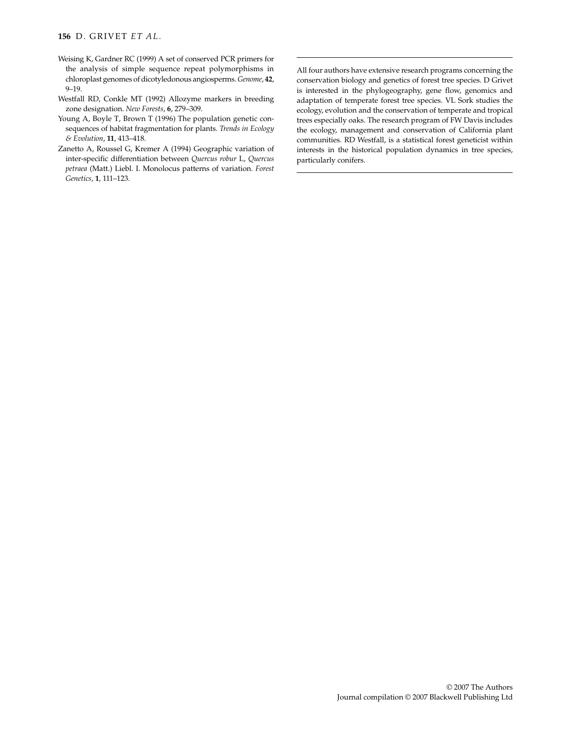Weising K, Gardner RC (1999) A set of conserved PCR primers for the analysis of simple sequence repeat polymorphisms in chloroplast genomes of dicotyledonous angiosperms. *Genome*, **42**, 9–19.

Westfall RD, Conkle MT (1992) Allozyme markers in breeding zone designation. *New Forests*, **6**, 279–309.

Young A, Boyle T, Brown T (1996) The population genetic consequences of habitat fragmentation for plants. *Trends in Ecology & Evolution*, **11**, 413–418.

Zanetto A, Roussel G, Kremer A (1994) Geographic variation of inter-specific differentiation between *Quercus robur* L, *Quercus petraea* (Matt.) Liebl. I. Monolocus patterns of variation. *Forest Genetics*, **1**, 111–123.

---

All four authors have extensive research programs concerning the conservation biology and genetics of forest tree species. D Grivet is interested in the phylogeography, gene flow, genomics and adaptation of temperate forest tree species. VL Sork studies the ecology, evolution and the conservation of temperate and tropical trees especially oaks. The research program of FW Davis includes the ecology, management and conservation of California plant communities. RD Westfall, is a statistical forest geneticist within interests in the historical population dynamics in tree species, particularly conifers.

---

© 2007 The Authors
Journal compilation © 2007 Blackwell Publishing Ltd